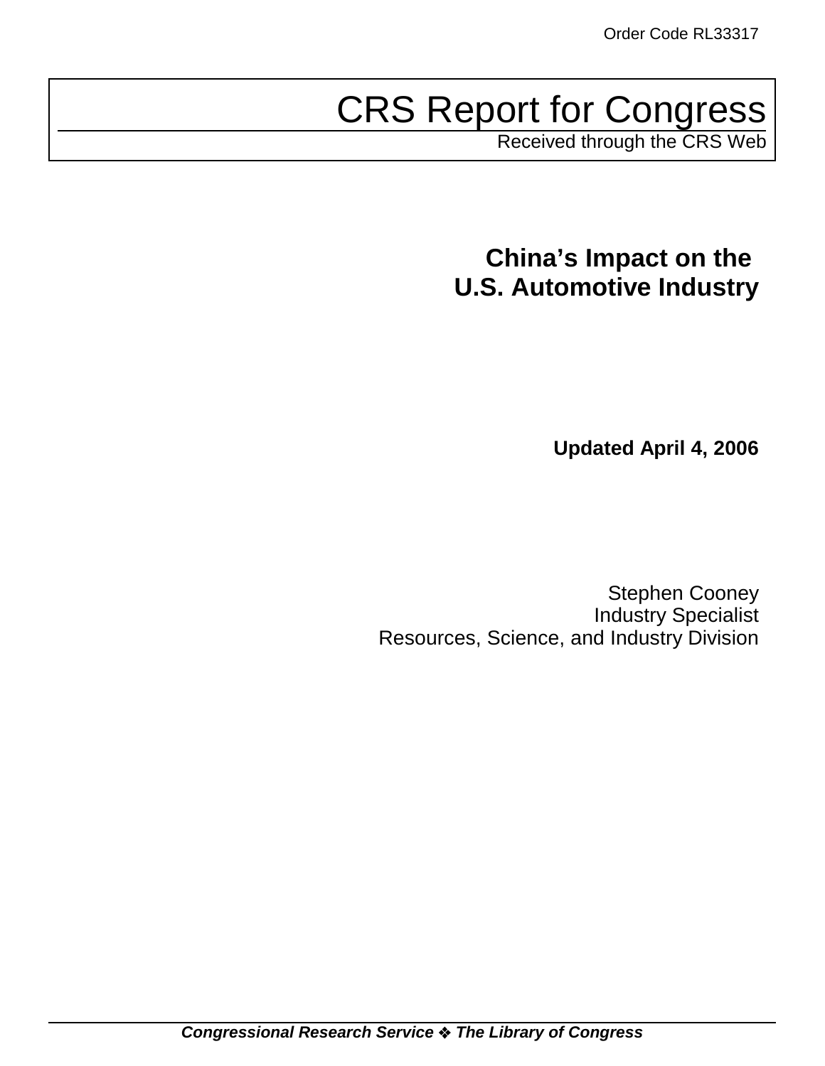Order Code RL33317

# CRS Report for Congress

Received through the CRS Web

## China's Impact on the U.S. Automotive Industry

**Updated April 4, 2006**

Stephen Cooney
Industry Specialist
Resources, Science, and Industry Division

***Congressional Research Service ❖ The Library of Congress***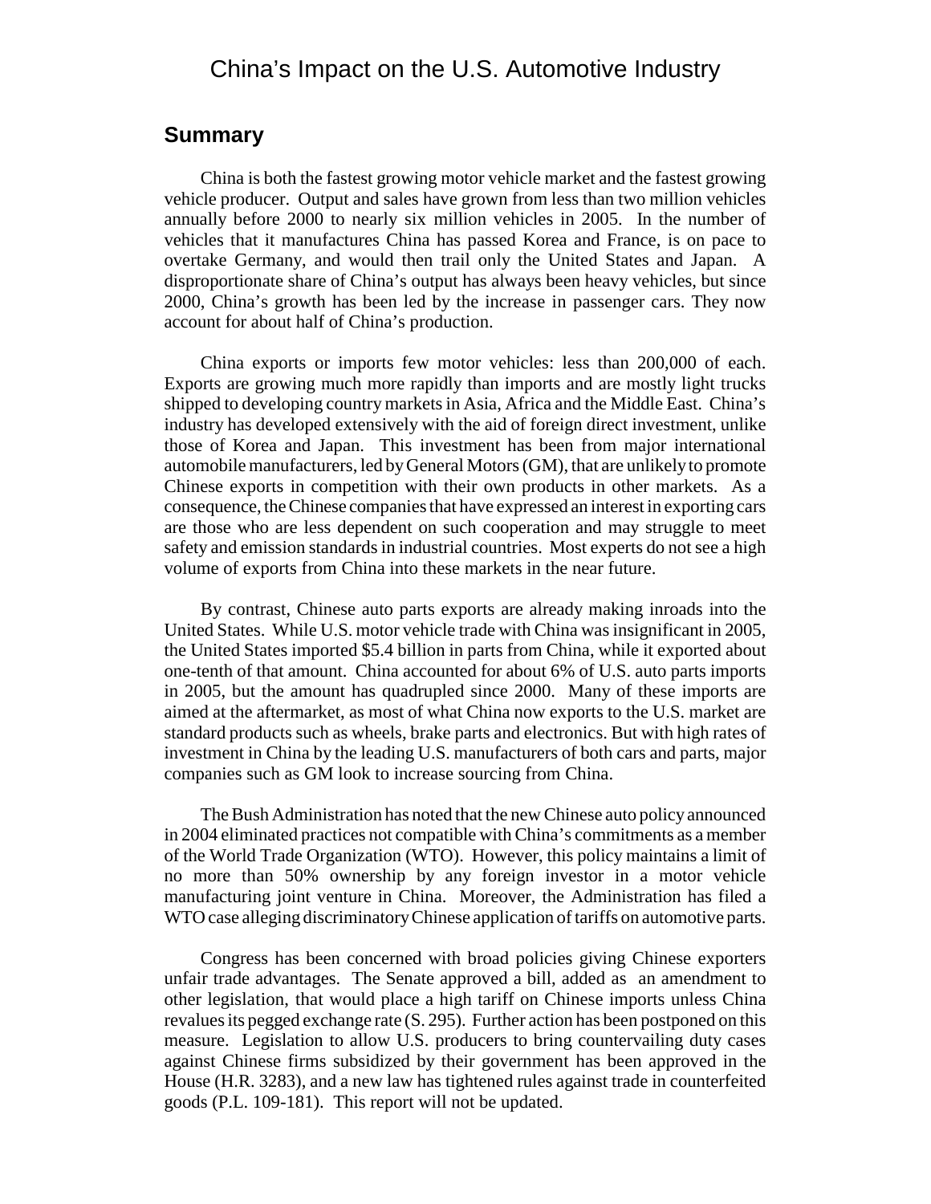# China's Impact on the U.S. Automotive Industry

## Summary

China is both the fastest growing motor vehicle market and the fastest growing vehicle producer. Output and sales have grown from less than two million vehicles annually before 2000 to nearly six million vehicles in 2005. In the number of vehicles that it manufactures China has passed Korea and France, is on pace to overtake Germany, and would then trail only the United States and Japan. A disproportionate share of China's output has always been heavy vehicles, but since 2000, China's growth has been led by the increase in passenger cars. They now account for about half of China's production.

China exports or imports few motor vehicles: less than 200,000 of each. Exports are growing much more rapidly than imports and are mostly light trucks shipped to developing country markets in Asia, Africa and the Middle East. China's industry has developed extensively with the aid of foreign direct investment, unlike those of Korea and Japan. This investment has been from major international automobile manufacturers, led by General Motors (GM), that are unlikely to promote Chinese exports in competition with their own products in other markets. As a consequence, the Chinese companies that have expressed an interest in exporting cars are those who are less dependent on such cooperation and may struggle to meet safety and emission standards in industrial countries. Most experts do not see a high volume of exports from China into these markets in the near future.

By contrast, Chinese auto parts exports are already making inroads into the United States. While U.S. motor vehicle trade with China was insignificant in 2005, the United States imported $5.4 billion in parts from China, while it exported about one-tenth of that amount. China accounted for about 6% of U.S. auto parts imports in 2005, but the amount has quadrupled since 2000. Many of these imports are aimed at the aftermarket, as most of what China now exports to the U.S. market are standard products such as wheels, brake parts and electronics. But with high rates of investment in China by the leading U.S. manufacturers of both cars and parts, major companies such as GM look to increase sourcing from China.

The Bush Administration has noted that the new Chinese auto policy announced in 2004 eliminated practices not compatible with China's commitments as a member of the World Trade Organization (WTO). However, this policy maintains a limit of no more than 50% ownership by any foreign investor in a motor vehicle manufacturing joint venture in China. Moreover, the Administration has filed a WTO case alleging discriminatory Chinese application of tariffs on automotive parts.

Congress has been concerned with broad policies giving Chinese exporters unfair trade advantages. The Senate approved a bill, added as an amendment to other legislation, that would place a high tariff on Chinese imports unless China revalues its pegged exchange rate (S. 295). Further action has been postponed on this measure. Legislation to allow U.S. producers to bring countervailing duty cases against Chinese firms subsidized by their government has been approved in the House (H.R. 3283), and a new law has tightened rules against trade in counterfeited goods (P.L. 109-181). This report will not be updated.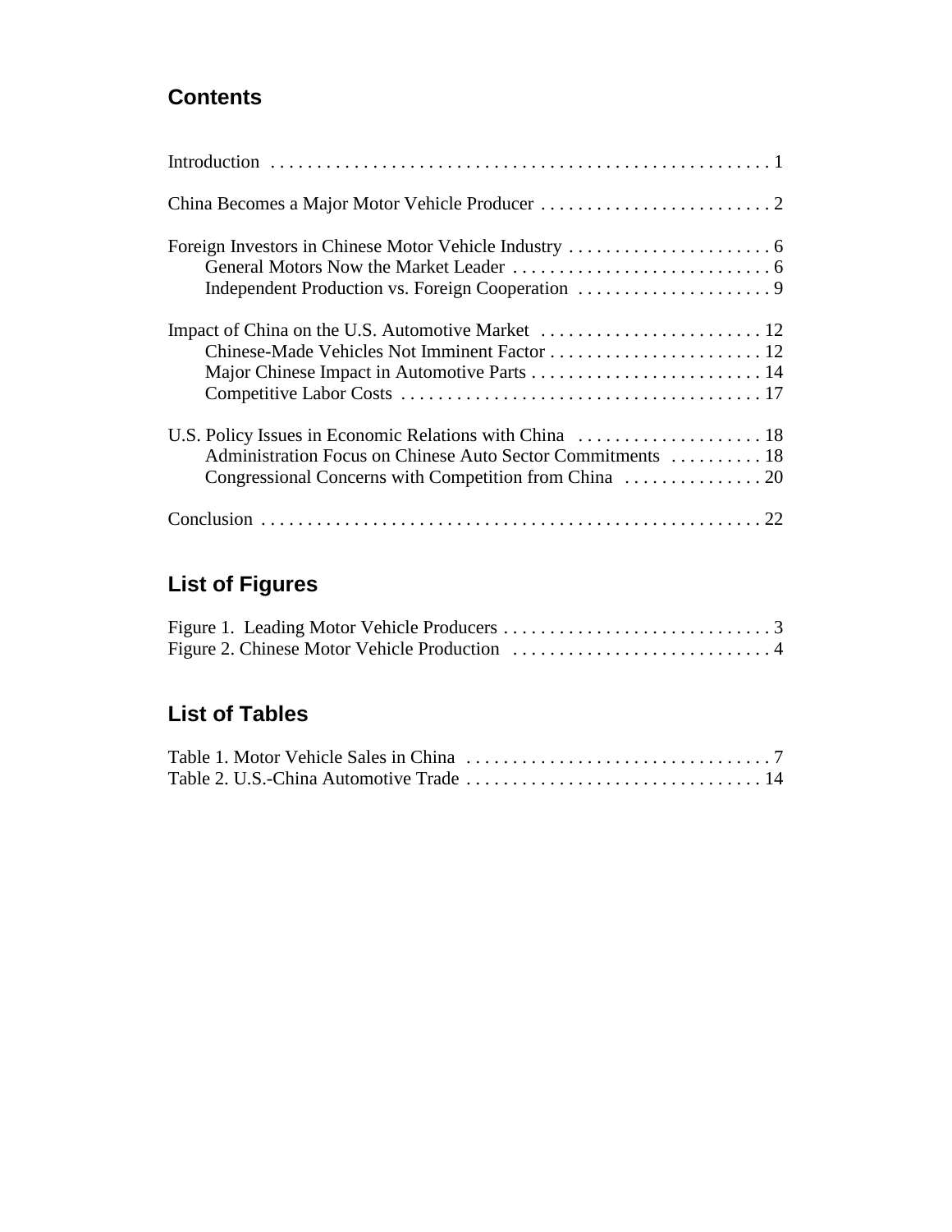## Contents

Introduction . . . . . . . . . . . . . . . . . . . . . . . . . . . . . . . . . . . . . . . . . . . . . . . . . . . . . 1

China Becomes a Major Motor Vehicle Producer . . . . . . . . . . . . . . . . . . . . . . . . . . 2

Foreign Investors in Chinese Motor Vehicle Industry . . . . . . . . . . . . . . . . . . . . . . 6
- General Motors Now the Market Leader . . . . . . . . . . . . . . . . . . . . . . . . . . . . 6
- Independent Production vs. Foreign Cooperation . . . . . . . . . . . . . . . . . . . . . 9

Impact of China on the U.S. Automotive Market . . . . . . . . . . . . . . . . . . . . . . . . 12
- Chinese-Made Vehicles Not Imminent Factor . . . . . . . . . . . . . . . . . . . . . . . 12
- Major Chinese Impact in Automotive Parts . . . . . . . . . . . . . . . . . . . . . . . . . 14
- Competitive Labor Costs . . . . . . . . . . . . . . . . . . . . . . . . . . . . . . . . . . . . . . . 17

U.S. Policy Issues in Economic Relations with China . . . . . . . . . . . . . . . . . . . . 18
- Administration Focus on Chinese Auto Sector Commitments . . . . . . . . . . 18
- Congressional Concerns with Competition from China . . . . . . . . . . . . . . . 20

Conclusion . . . . . . . . . . . . . . . . . . . . . . . . . . . . . . . . . . . . . . . . . . . . . . . . . . . . . 22

## List of Figures

Figure 1. Leading Motor Vehicle Producers . . . . . . . . . . . . . . . . . . . . . . . . . . . . . 3
Figure 2. Chinese Motor Vehicle Production . . . . . . . . . . . . . . . . . . . . . . . . . . . . 4

## List of Tables

Table 1. Motor Vehicle Sales in China . . . . . . . . . . . . . . . . . . . . . . . . . . . . . . . . . 7
Table 2. U.S.-China Automotive Trade . . . . . . . . . . . . . . . . . . . . . . . . . . . . . . . . 14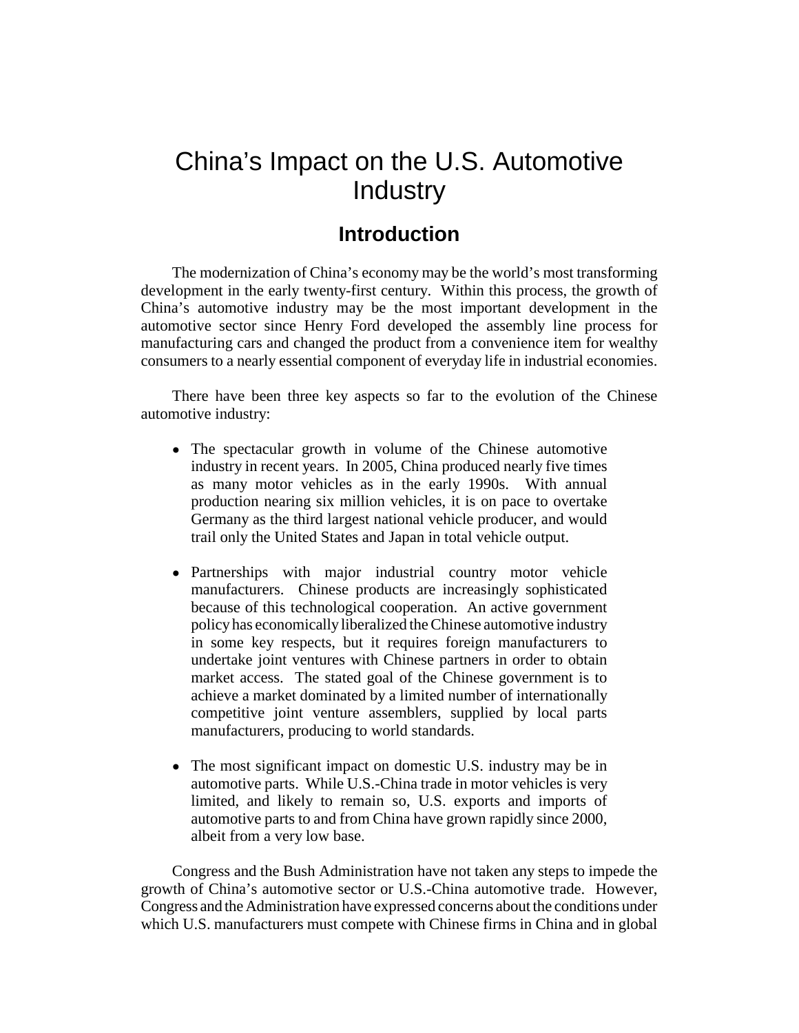# China's Impact on the U.S. Automotive Industry

## Introduction

The modernization of China's economy may be the world's most transforming development in the early twenty-first century. Within this process, the growth of China's automotive industry may be the most important development in the automotive sector since Henry Ford developed the assembly line process for manufacturing cars and changed the product from a convenience item for wealthy consumers to a nearly essential component of everyday life in industrial economies.

There have been three key aspects so far to the evolution of the Chinese automotive industry:

- The spectacular growth in volume of the Chinese automotive industry in recent years. In 2005, China produced nearly five times as many motor vehicles as in the early 1990s. With annual production nearing six million vehicles, it is on pace to overtake Germany as the third largest national vehicle producer, and would trail only the United States and Japan in total vehicle output.

- Partnerships with major industrial country motor vehicle manufacturers. Chinese products are increasingly sophisticated because of this technological cooperation. An active government policy has economically liberalized the Chinese automotive industry in some key respects, but it requires foreign manufacturers to undertake joint ventures with Chinese partners in order to obtain market access. The stated goal of the Chinese government is to achieve a market dominated by a limited number of internationally competitive joint venture assemblers, supplied by local parts manufacturers, producing to world standards.

- The most significant impact on domestic U.S. industry may be in automotive parts. While U.S.-China trade in motor vehicles is very limited, and likely to remain so, U.S. exports and imports of automotive parts to and from China have grown rapidly since 2000, albeit from a very low base.

Congress and the Bush Administration have not taken any steps to impede the growth of China's automotive sector or U.S.-China automotive trade. However, Congress and the Administration have expressed concerns about the conditions under which U.S. manufacturers must compete with Chinese firms in China and in global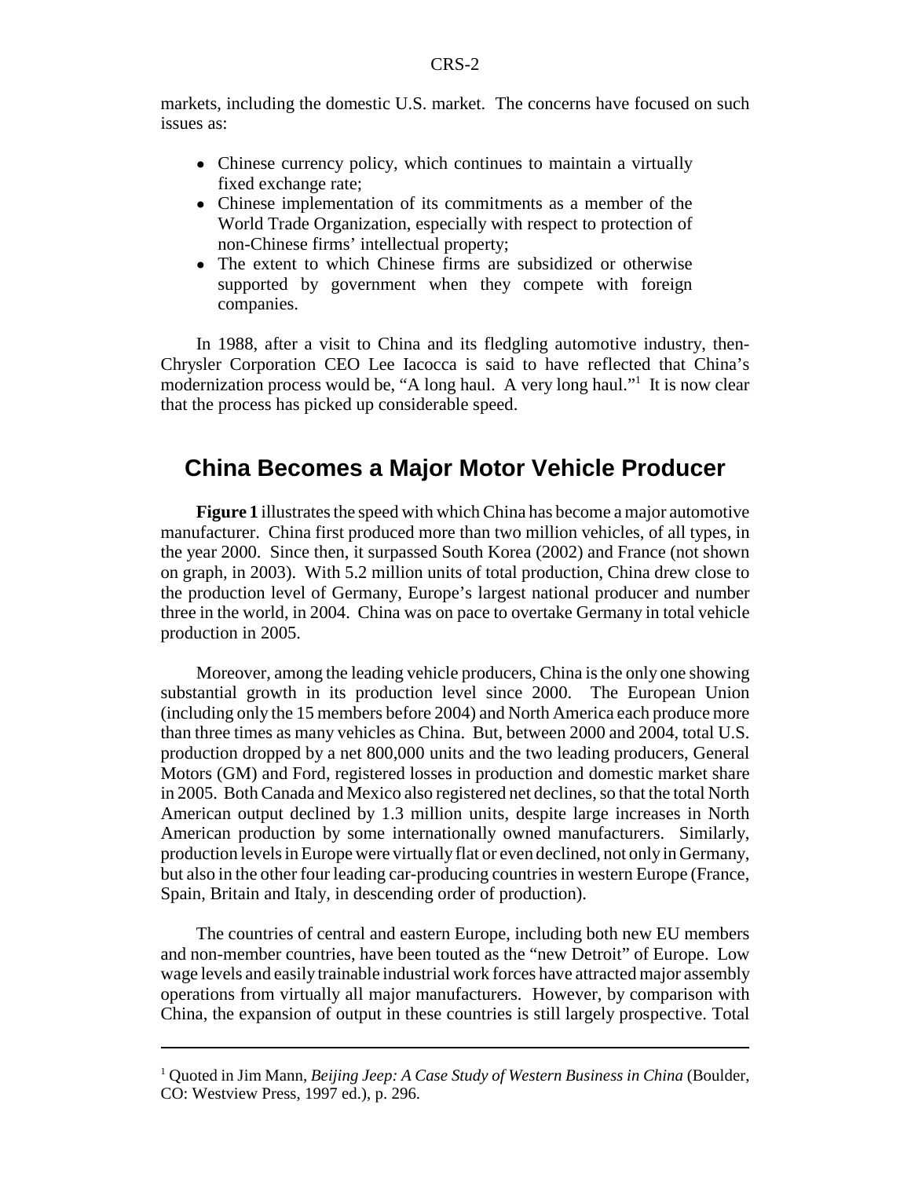markets, including the domestic U.S. market. The concerns have focused on such issues as:

- Chinese currency policy, which continues to maintain a virtually fixed exchange rate;
- Chinese implementation of its commitments as a member of the World Trade Organization, especially with respect to protection of non-Chinese firms' intellectual property;
- The extent to which Chinese firms are subsidized or otherwise supported by government when they compete with foreign companies.

In 1988, after a visit to China and its fledgling automotive industry, then-Chrysler Corporation CEO Lee Iacocca is said to have reflected that China's modernization process would be, "A long haul. A very long haul."[1] It is now clear that the process has picked up considerable speed.

## China Becomes a Major Motor Vehicle Producer

**Figure 1** illustrates the speed with which China has become a major automotive manufacturer. China first produced more than two million vehicles, of all types, in the year 2000. Since then, it surpassed South Korea (2002) and France (not shown on graph, in 2003). With 5.2 million units of total production, China drew close to the production level of Germany, Europe's largest national producer and number three in the world, in 2004. China was on pace to overtake Germany in total vehicle production in 2005.

Moreover, among the leading vehicle producers, China is the only one showing substantial growth in its production level since 2000. The European Union (including only the 15 members before 2004) and North America each produce more than three times as many vehicles as China. But, between 2000 and 2004, total U.S. production dropped by a net 800,000 units and the two leading producers, General Motors (GM) and Ford, registered losses in production and domestic market share in 2005. Both Canada and Mexico also registered net declines, so that the total North American output declined by 1.3 million units, despite large increases in North American production by some internationally owned manufacturers. Similarly, production levels in Europe were virtually flat or even declined, not only in Germany, but also in the other four leading car-producing countries in western Europe (France, Spain, Britain and Italy, in descending order of production).

The countries of central and eastern Europe, including both new EU members and non-member countries, have been touted as the "new Detroit" of Europe. Low wage levels and easily trainable industrial work forces have attracted major assembly operations from virtually all major manufacturers. However, by comparison with China, the expansion of output in these countries is still largely prospective. Total

---

[1] Quoted in Jim Mann, *Beijing Jeep: A Case Study of Western Business in China* (Boulder, CO: Westview Press, 1997 ed.), p. 296.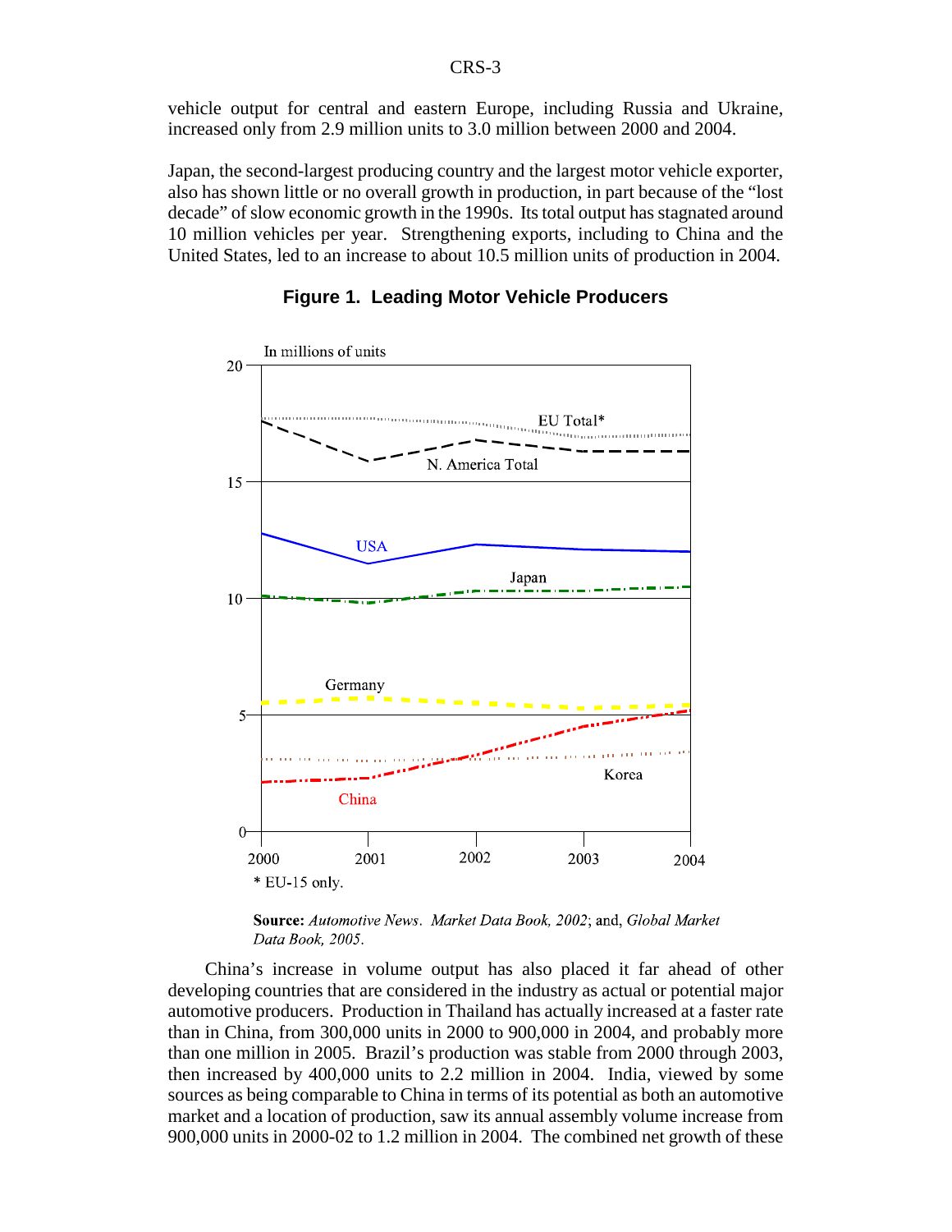vehicle output for central and eastern Europe, including Russia and Ukraine, increased only from 2.9 million units to 3.0 million between 2000 and 2004.

Japan, the second-largest producing country and the largest motor vehicle exporter, also has shown little or no overall growth in production, in part because of the "lost decade" of slow economic growth in the 1990s. Its total output has stagnated around 10 million vehicles per year. Strengthening exports, including to China and the United States, led to an increase to about 10.5 million units of production in 2004.

**Figure 1. Leading Motor Vehicle Producers**

\* EU-15 only.

**Source:** *Automotive News*. *Market Data Book, 2002*; and, *Global Market Data Book, 2005*.

China's increase in volume output has also placed it far ahead of other developing countries that are considered in the industry as actual or potential major automotive producers. Production in Thailand has actually increased at a faster rate than in China, from 300,000 units in 2000 to 900,000 in 2004, and probably more than one million in 2005. Brazil's production was stable from 2000 through 2003, then increased by 400,000 units to 2.2 million in 2004. India, viewed by some sources as being comparable to China in terms of its potential as both an automotive market and a location of production, saw its annual assembly volume increase from 900,000 units in 2000-02 to 1.2 million in 2004. The combined net growth of these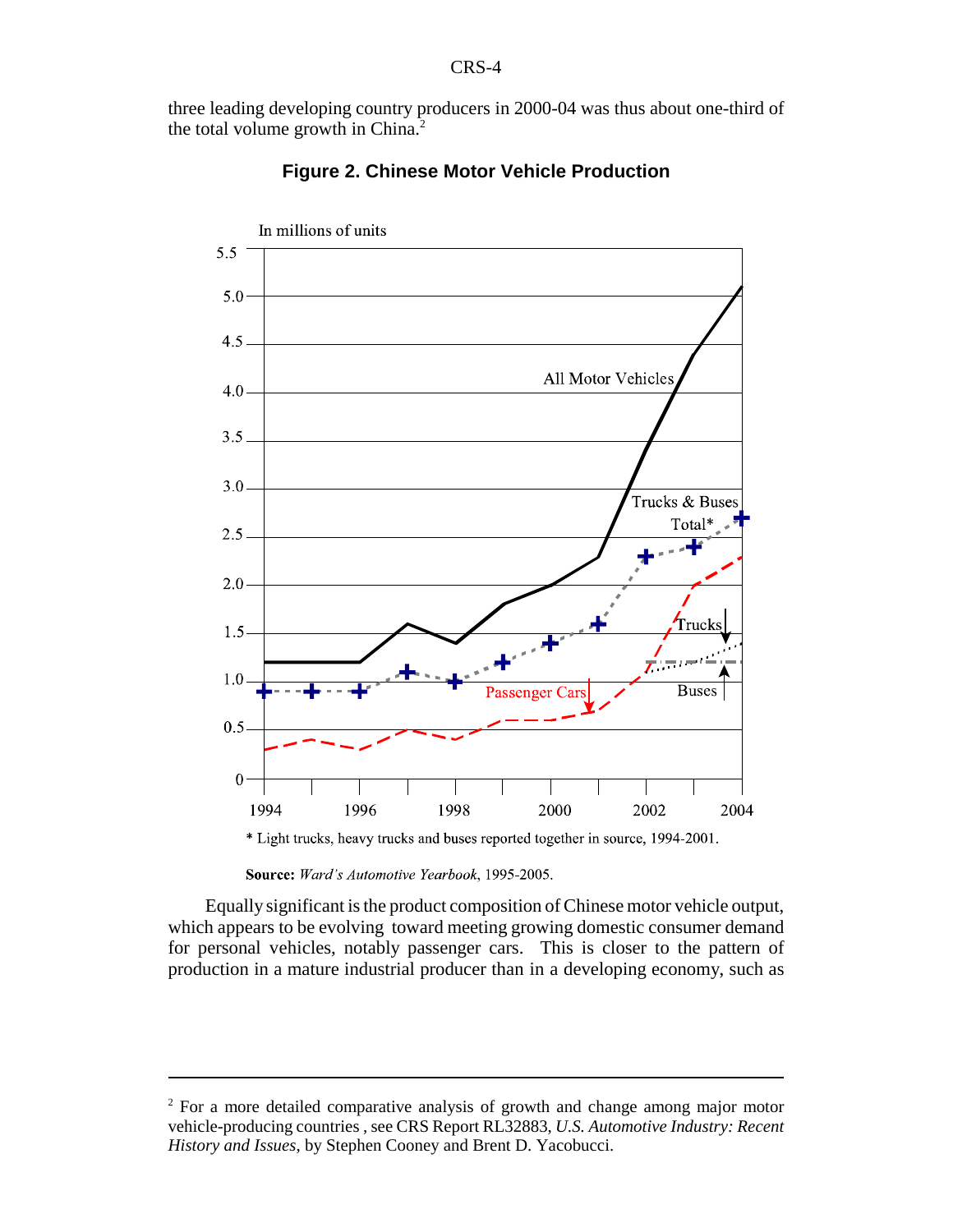three leading developing country producers in 2000-04 was thus about one-third of the total volume growth in China.[2]

**Figure 2. Chinese Motor Vehicle Production**

\* Light trucks, heavy trucks and buses reported together in source, 1994-2001.

**Source:** *Ward's Automotive Yearbook*, 1995-2005.

Equally significant is the product composition of Chinese motor vehicle output, which appears to be evolving toward meeting growing domestic consumer demand for personal vehicles, notably passenger cars. This is closer to the pattern of production in a mature industrial producer than in a developing economy, such as

---

[2] For a more detailed comparative analysis of growth and change among major motor vehicle-producing countries , see CRS Report RL32883, *U.S. Automotive Industry: Recent History and Issues*, by Stephen Cooney and Brent D. Yacobucci.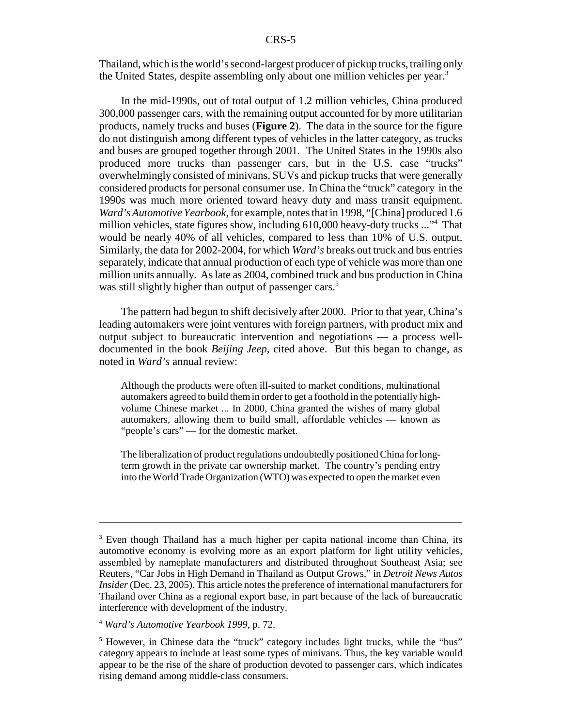Thailand, which is the world's second-largest producer of pickup trucks, trailing only the United States, despite assembling only about one million vehicles per year.[3]

In the mid-1990s, out of total output of 1.2 million vehicles, China produced 300,000 passenger cars, with the remaining output accounted for by more utilitarian products, namely trucks and buses (**Figure 2**). The data in the source for the figure do not distinguish among different types of vehicles in the latter category, as trucks and buses are grouped together through 2001. The United States in the 1990s also produced more trucks than passenger cars, but in the U.S. case "trucks" overwhelmingly consisted of minivans, SUVs and pickup trucks that were generally considered products for personal consumer use. In China the "truck" category in the 1990s was much more oriented toward heavy duty and mass transit equipment. *Ward's Automotive Yearbook*, for example, notes that in 1998, "[China] produced 1.6 million vehicles, state figures show, including 610,000 heavy-duty trucks ..."[4] That would be nearly 40% of all vehicles, compared to less than 10% of U.S. output. Similarly, the data for 2002-2004, for which *Ward's* breaks out truck and bus entries separately, indicate that annual production of each type of vehicle was more than one million units annually. As late as 2004, combined truck and bus production in China was still slightly higher than output of passenger cars.[5]

The pattern had begun to shift decisively after 2000. Prior to that year, China's leading automakers were joint ventures with foreign partners, with product mix and output subject to bureaucratic intervention and negotiations — a process well-documented in the book *Beijing Jeep*, cited above. But this began to change, as noted in *Ward's* annual review:

> Although the products were often ill-suited to market conditions, multinational automakers agreed to build them in order to get a foothold in the potentially high-volume Chinese market ... In 2000, China granted the wishes of many global automakers, allowing them to build small, affordable vehicles — known as "people's cars" — for the domestic market.
>
> The liberalization of product regulations undoubtedly positioned China for long-term growth in the private car ownership market. The country's pending entry into the World Trade Organization (WTO) was expected to open the market even

---

[3] Even though Thailand has a much higher per capita national income than China, its automotive economy is evolving more as an export platform for light utility vehicles, assembled by nameplate manufacturers and distributed throughout Southeast Asia; see Reuters, "Car Jobs in High Demand in Thailand as Output Grows," in *Detroit News Autos Insider* (Dec. 23, 2005). This article notes the preference of international manufacturers for Thailand over China as a regional export base, in part because of the lack of bureaucratic interference with development of the industry.

[4] *Ward's Automotive Yearbook 1999*, p. 72.

[5] However, in Chinese data the "truck" category includes light trucks, while the "bus" category appears to include at least some types of minivans. Thus, the key variable would appear to be the rise of the share of production devoted to passenger cars, which indicates rising demand among middle-class consumers.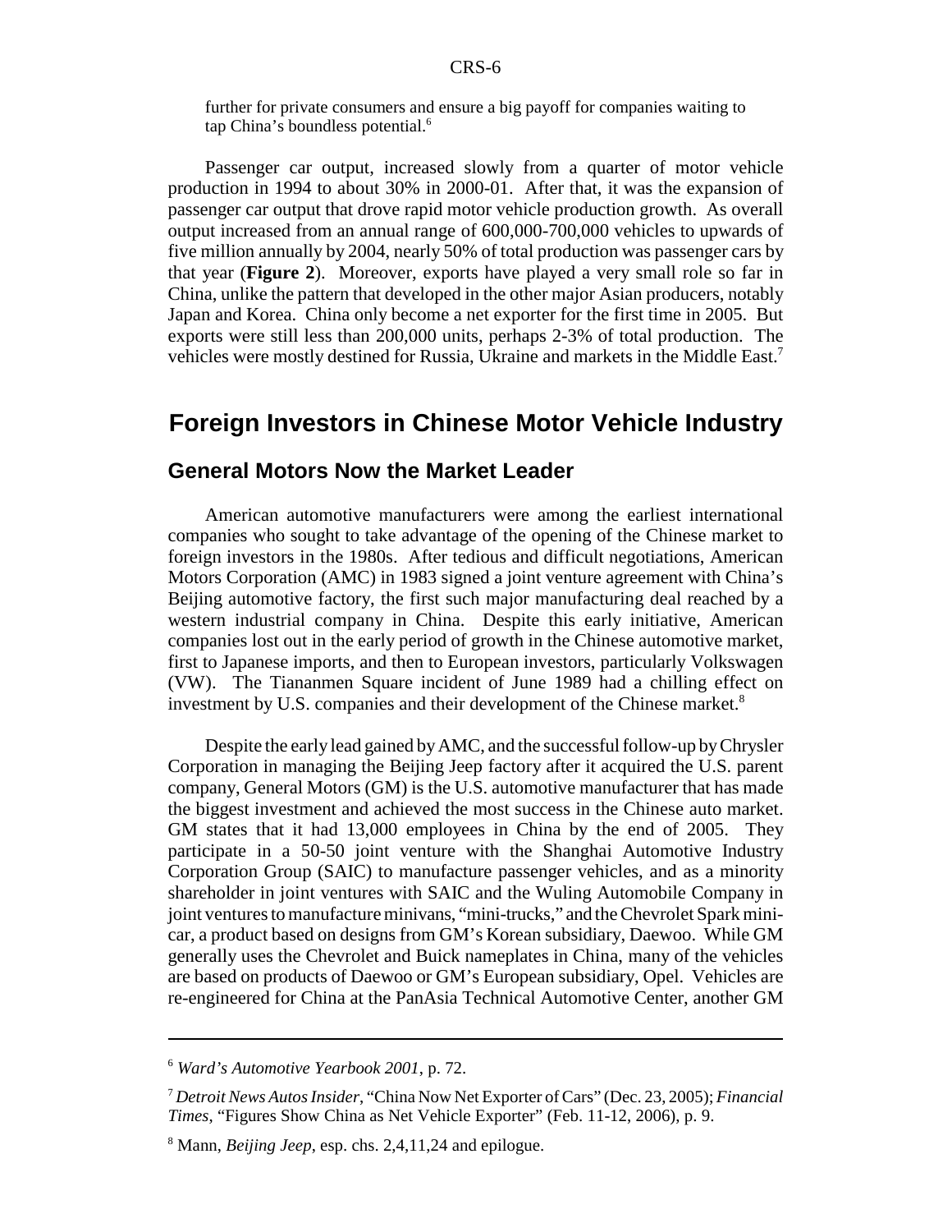further for private consumers and ensure a big payoff for companies waiting to tap China's boundless potential.[6]

Passenger car output, increased slowly from a quarter of motor vehicle production in 1994 to about 30% in 2000-01. After that, it was the expansion of passenger car output that drove rapid motor vehicle production growth. As overall output increased from an annual range of 600,000-700,000 vehicles to upwards of five million annually by 2004, nearly 50% of total production was passenger cars by that year (**Figure 2**). Moreover, exports have played a very small role so far in China, unlike the pattern that developed in the other major Asian producers, notably Japan and Korea. China only become a net exporter for the first time in 2005. But exports were still less than 200,000 units, perhaps 2-3% of total production. The vehicles were mostly destined for Russia, Ukraine and markets in the Middle East.[7]

# Foreign Investors in Chinese Motor Vehicle Industry

## General Motors Now the Market Leader

American automotive manufacturers were among the earliest international companies who sought to take advantage of the opening of the Chinese market to foreign investors in the 1980s. After tedious and difficult negotiations, American Motors Corporation (AMC) in 1983 signed a joint venture agreement with China's Beijing automotive factory, the first such major manufacturing deal reached by a western industrial company in China. Despite this early initiative, American companies lost out in the early period of growth in the Chinese automotive market, first to Japanese imports, and then to European investors, particularly Volkswagen (VW). The Tiananmen Square incident of June 1989 had a chilling effect on investment by U.S. companies and their development of the Chinese market.[8]

Despite the early lead gained by AMC, and the successful follow-up by Chrysler Corporation in managing the Beijing Jeep factory after it acquired the U.S. parent company, General Motors (GM) is the U.S. automotive manufacturer that has made the biggest investment and achieved the most success in the Chinese auto market. GM states that it had 13,000 employees in China by the end of 2005. They participate in a 50-50 joint venture with the Shanghai Automotive Industry Corporation Group (SAIC) to manufacture passenger vehicles, and as a minority shareholder in joint ventures with SAIC and the Wuling Automobile Company in joint ventures to manufacture minivans, "mini-trucks," and the Chevrolet Spark mini-car, a product based on designs from GM's Korean subsidiary, Daewoo. While GM generally uses the Chevrolet and Buick nameplates in China, many of the vehicles are based on products of Daewoo or GM's European subsidiary, Opel. Vehicles are re-engineered for China at the PanAsia Technical Automotive Center, another GM

---

[6] *Ward's Automotive Yearbook 2001*, p. 72.

[7] *Detroit News Autos Insider*, "China Now Net Exporter of Cars" (Dec. 23, 2005); *Financial Times*, "Figures Show China as Net Vehicle Exporter" (Feb. 11-12, 2006), p. 9.

[8] Mann, *Beijing Jeep*, esp. chs. 2,4,11,24 and epilogue.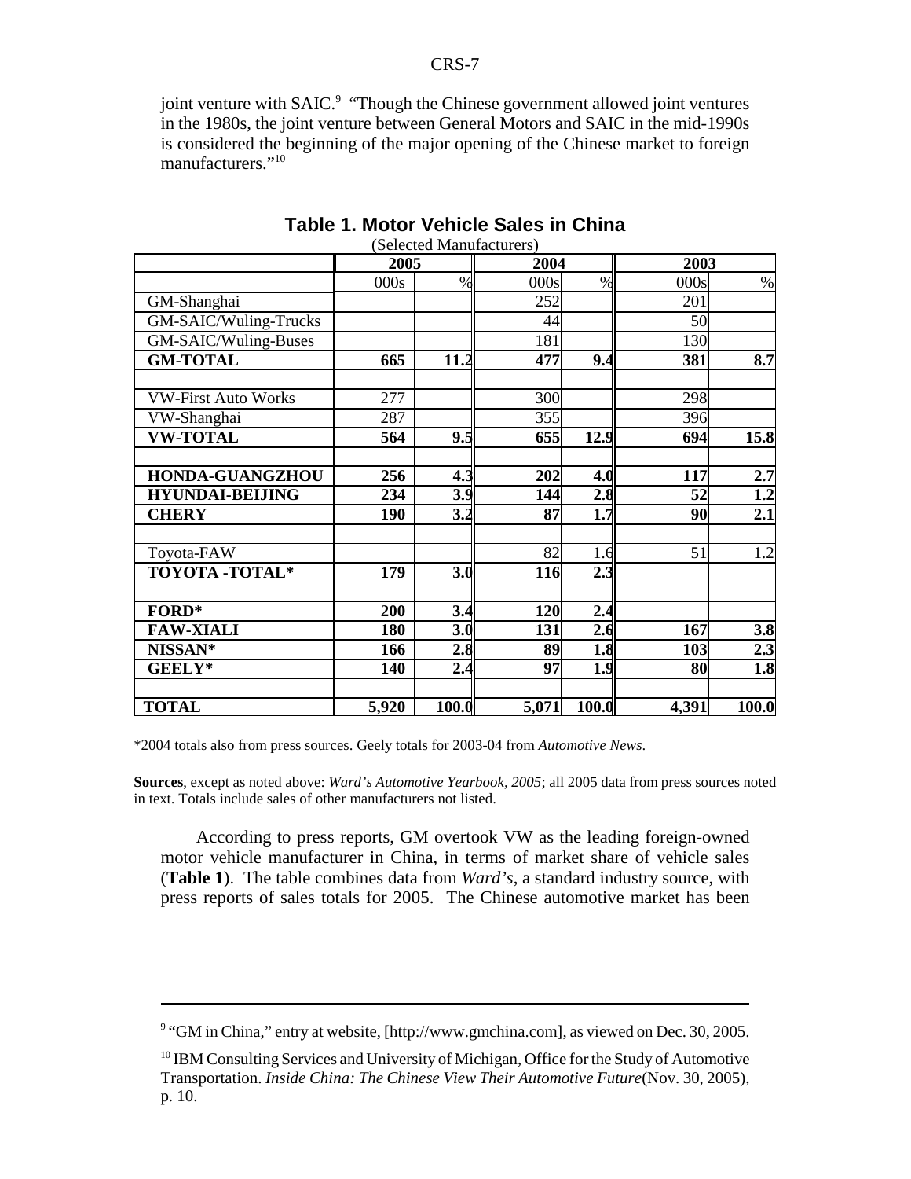joint venture with SAIC.[9] "Though the Chinese government allowed joint ventures in the 1980s, the joint venture between General Motors and SAIC in the mid-1990s is considered the beginning of the major opening of the Chinese market to foreign manufacturers."[10]

**Table 1. Motor Vehicle Sales in China**

(Selected Manufacturers)

| | 2005 | | 2004 | | 2003 | |
|---|---|---|---|---|---|---|
| | 000s | % | 000s | % | 000s | % |
| GM-Shanghai | | | 252 | | 201 | |
| GM-SAIC/Wuling-Trucks | | | 44 | | 50 | |
| GM-SAIC/Wuling-Buses | | | 181 | | 130 | |
| **GM-TOTAL** | **665** | **11.2** | **477** | **9.4** | **381** | **8.7** |
| | | | | | | |
| VW-First Auto Works | 277 | | 300 | | 298 | |
| VW-Shanghai | 287 | | 355 | | 396 | |
| **VW-TOTAL** | **564** | **9.5** | **655** | **12.9** | **694** | **15.8** |
| | | | | | | |
| **HONDA-GUANGZHOU** | **256** | **4.3** | **202** | **4.0** | **117** | **2.7** |
| **HYUNDAI-BEIJING** | **234** | **3.9** | **144** | **2.8** | **52** | **1.2** |
| **CHERY** | **190** | **3.2** | **87** | **1.7** | **90** | **2.1** |
| | | | | | | |
| Toyota-FAW | | | 82 | 1.6 | 51 | 1.2 |
| **TOYOTA -TOTAL*** | **179** | **3.0** | **116** | **2.3** | | |
| | | | | | | |
| **FORD*** | **200** | **3.4** | **120** | **2.4** | | |
| **FAW-XIALI** | **180** | **3.0** | **131** | **2.6** | **167** | **3.8** |
| **NISSAN*** | **166** | **2.8** | **89** | **1.8** | **103** | **2.3** |
| **GEELY*** | **140** | **2.4** | **97** | **1.9** | **80** | **1.8** |
| | | | | | | |
| **TOTAL** | **5,920** | **100.0** | **5,071** | **100.0** | **4,391** | **100.0** |

*2004 totals also from press sources. Geely totals for 2003-04 from *Automotive News*.

**Sources**, except as noted above: *Ward's Automotive Yearbook, 2005*; all 2005 data from press sources noted in text. Totals include sales of other manufacturers not listed.

According to press reports, GM overtook VW as the leading foreign-owned motor vehicle manufacturer in China, in terms of market share of vehicle sales (**Table 1**). The table combines data from *Ward's*, a standard industry source, with press reports of sales totals for 2005. The Chinese automotive market has been

[9] "GM in China," entry at website, [http://www.gmchina.com], as viewed on Dec. 30, 2005.

[10] IBM Consulting Services and University of Michigan, Office for the Study of Automotive Transportation. *Inside China: The Chinese View Their Automotive Future*(Nov. 30, 2005), p. 10.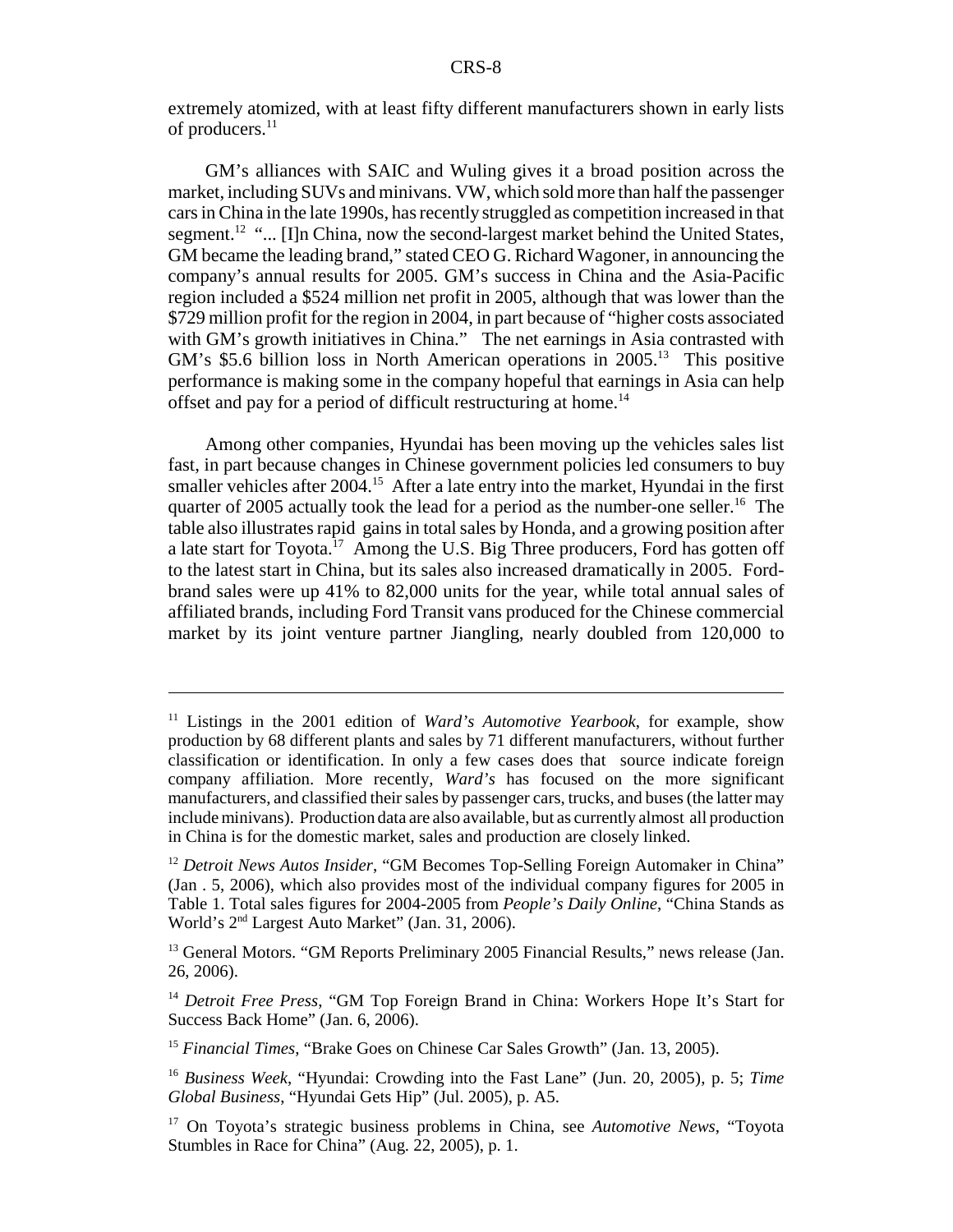extremely atomized, with at least fifty different manufacturers shown in early lists of producers.[11]

GM's alliances with SAIC and Wuling gives it a broad position across the market, including SUVs and minivans. VW, which sold more than half the passenger cars in China in the late 1990s, has recently struggled as competition increased in that segment.[12] "... [I]n China, now the second-largest market behind the United States, GM became the leading brand," stated CEO G. Richard Wagoner, in announcing the company's annual results for 2005. GM's success in China and the Asia-Pacific region included a $524 million net profit in 2005, although that was lower than the $729 million profit for the region in 2004, in part because of "higher costs associated with GM's growth initiatives in China." The net earnings in Asia contrasted with GM's $5.6 billion loss in North American operations in 2005.[13] This positive performance is making some in the company hopeful that earnings in Asia can help offset and pay for a period of difficult restructuring at home.[14]

Among other companies, Hyundai has been moving up the vehicles sales list fast, in part because changes in Chinese government policies led consumers to buy smaller vehicles after 2004.[15] After a late entry into the market, Hyundai in the first quarter of 2005 actually took the lead for a period as the number-one seller.[16] The table also illustrates rapid gains in total sales by Honda, and a growing position after a late start for Toyota.[17] Among the U.S. Big Three producers, Ford has gotten off to the latest start in China, but its sales also increased dramatically in 2005. Ford-brand sales were up 41% to 82,000 units for the year, while total annual sales of affiliated brands, including Ford Transit vans produced for the Chinese commercial market by its joint venture partner Jiangling, nearly doubled from 120,000 to

---

[11] Listings in the 2001 edition of *Ward's Automotive Yearbook*, for example, show production by 68 different plants and sales by 71 different manufacturers, without further classification or identification. In only a few cases does that source indicate foreign company affiliation. More recently, *Ward's* has focused on the more significant manufacturers, and classified their sales by passenger cars, trucks, and buses (the latter may include minivans). Production data are also available, but as currently almost all production in China is for the domestic market, sales and production are closely linked.

[12] *Detroit News Autos Insider*, "GM Becomes Top-Selling Foreign Automaker in China" (Jan . 5, 2006), which also provides most of the individual company figures for 2005 in Table 1. Total sales figures for 2004-2005 from *People's Daily Online*, "China Stands as World's 2nd Largest Auto Market" (Jan. 31, 2006).

[13] General Motors. "GM Reports Preliminary 2005 Financial Results," news release (Jan. 26, 2006).

[14] *Detroit Free Press*, "GM Top Foreign Brand in China: Workers Hope It's Start for Success Back Home" (Jan. 6, 2006).

[15] *Financial Times*, "Brake Goes on Chinese Car Sales Growth" (Jan. 13, 2005).

[16] *Business Week*, "Hyundai: Crowding into the Fast Lane" (Jun. 20, 2005), p. 5; *Time Global Business*, "Hyundai Gets Hip" (Jul. 2005), p. A5.

[17] On Toyota's strategic business problems in China, see *Automotive News*, "Toyota Stumbles in Race for China" (Aug. 22, 2005), p. 1.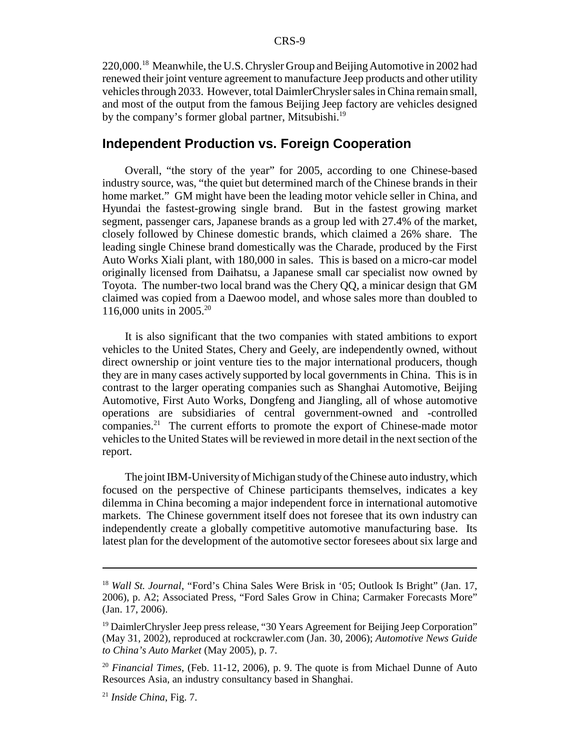220,000.[18] Meanwhile, the U.S. Chrysler Group and Beijing Automotive in 2002 had renewed their joint venture agreement to manufacture Jeep products and other utility vehicles through 2033. However, total DaimlerChrysler sales in China remain small, and most of the output from the famous Beijing Jeep factory are vehicles designed by the company's former global partner, Mitsubishi.[19]

## Independent Production vs. Foreign Cooperation

Overall, "the story of the year" for 2005, according to one Chinese-based industry source, was, "the quiet but determined march of the Chinese brands in their home market." GM might have been the leading motor vehicle seller in China, and Hyundai the fastest-growing single brand. But in the fastest growing market segment, passenger cars, Japanese brands as a group led with 27.4% of the market, closely followed by Chinese domestic brands, which claimed a 26% share. The leading single Chinese brand domestically was the Charade, produced by the First Auto Works Xiali plant, with 180,000 in sales. This is based on a micro-car model originally licensed from Daihatsu, a Japanese small car specialist now owned by Toyota. The number-two local brand was the Chery QQ, a minicar design that GM claimed was copied from a Daewoo model, and whose sales more than doubled to 116,000 units in 2005.[20]

It is also significant that the two companies with stated ambitions to export vehicles to the United States, Chery and Geely, are independently owned, without direct ownership or joint venture ties to the major international producers, though they are in many cases actively supported by local governments in China. This is in contrast to the larger operating companies such as Shanghai Automotive, Beijing Automotive, First Auto Works, Dongfeng and Jiangling, all of whose automotive operations are subsidiaries of central government-owned and -controlled companies.[21] The current efforts to promote the export of Chinese-made motor vehicles to the United States will be reviewed in more detail in the next section of the report.

The joint IBM-University of Michigan study of the Chinese auto industry, which focused on the perspective of Chinese participants themselves, indicates a key dilemma in China becoming a major independent force in international automotive markets. The Chinese government itself does not foresee that its own industry can independently create a globally competitive automotive manufacturing base. Its latest plan for the development of the automotive sector foresees about six large and

---

[18] *Wall St. Journal*, "Ford's China Sales Were Brisk in '05; Outlook Is Bright" (Jan. 17, 2006), p. A2; Associated Press, "Ford Sales Grow in China; Carmaker Forecasts More" (Jan. 17, 2006).

[19] DaimlerChrysler Jeep press release, "30 Years Agreement for Beijing Jeep Corporation" (May 31, 2002), reproduced at rockcrawler.com (Jan. 30, 2006); *Automotive News Guide to China's Auto Market* (May 2005), p. 7.

[20] *Financial Times*, (Feb. 11-12, 2006), p. 9. The quote is from Michael Dunne of Auto Resources Asia, an industry consultancy based in Shanghai.

[21] *Inside China*, Fig. 7.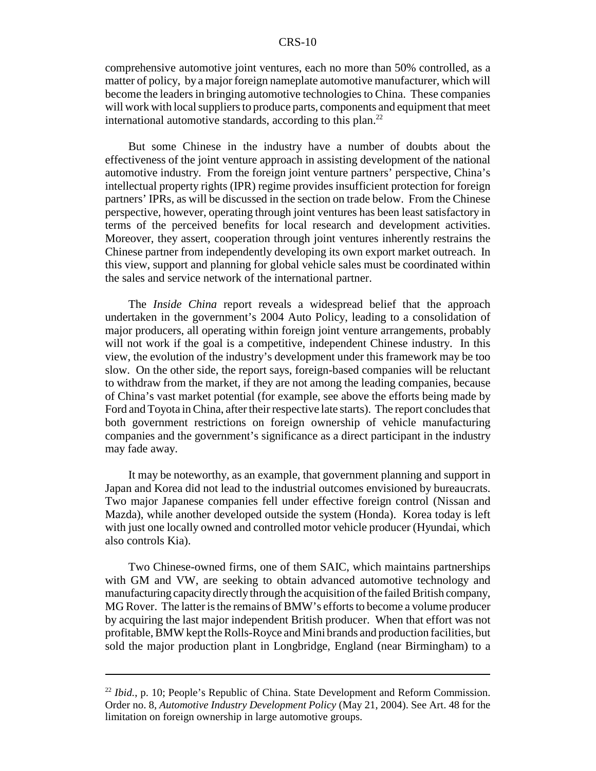comprehensive automotive joint ventures, each no more than 50% controlled, as a matter of policy, by a major foreign nameplate automotive manufacturer, which will become the leaders in bringing automotive technologies to China. These companies will work with local suppliers to produce parts, components and equipment that meet international automotive standards, according to this plan.[22]

But some Chinese in the industry have a number of doubts about the effectiveness of the joint venture approach in assisting development of the national automotive industry. From the foreign joint venture partners' perspective, China's intellectual property rights (IPR) regime provides insufficient protection for foreign partners' IPRs, as will be discussed in the section on trade below. From the Chinese perspective, however, operating through joint ventures has been least satisfactory in terms of the perceived benefits for local research and development activities. Moreover, they assert, cooperation through joint ventures inherently restrains the Chinese partner from independently developing its own export market outreach. In this view, support and planning for global vehicle sales must be coordinated within the sales and service network of the international partner.

The *Inside China* report reveals a widespread belief that the approach undertaken in the government's 2004 Auto Policy, leading to a consolidation of major producers, all operating within foreign joint venture arrangements, probably will not work if the goal is a competitive, independent Chinese industry. In this view, the evolution of the industry's development under this framework may be too slow. On the other side, the report says, foreign-based companies will be reluctant to withdraw from the market, if they are not among the leading companies, because of China's vast market potential (for example, see above the efforts being made by Ford and Toyota in China, after their respective late starts). The report concludes that both government restrictions on foreign ownership of vehicle manufacturing companies and the government's significance as a direct participant in the industry may fade away.

It may be noteworthy, as an example, that government planning and support in Japan and Korea did not lead to the industrial outcomes envisioned by bureaucrats. Two major Japanese companies fell under effective foreign control (Nissan and Mazda), while another developed outside the system (Honda). Korea today is left with just one locally owned and controlled motor vehicle producer (Hyundai, which also controls Kia).

Two Chinese-owned firms, one of them SAIC, which maintains partnerships with GM and VW, are seeking to obtain advanced automotive technology and manufacturing capacity directly through the acquisition of the failed British company, MG Rover. The latter is the remains of BMW's efforts to become a volume producer by acquiring the last major independent British producer. When that effort was not profitable, BMW kept the Rolls-Royce and Mini brands and production facilities, but sold the major production plant in Longbridge, England (near Birmingham) to a

---

[22] *Ibid.*, p. 10; People's Republic of China. State Development and Reform Commission. Order no. 8, *Automotive Industry Development Policy* (May 21, 2004). See Art. 48 for the limitation on foreign ownership in large automotive groups.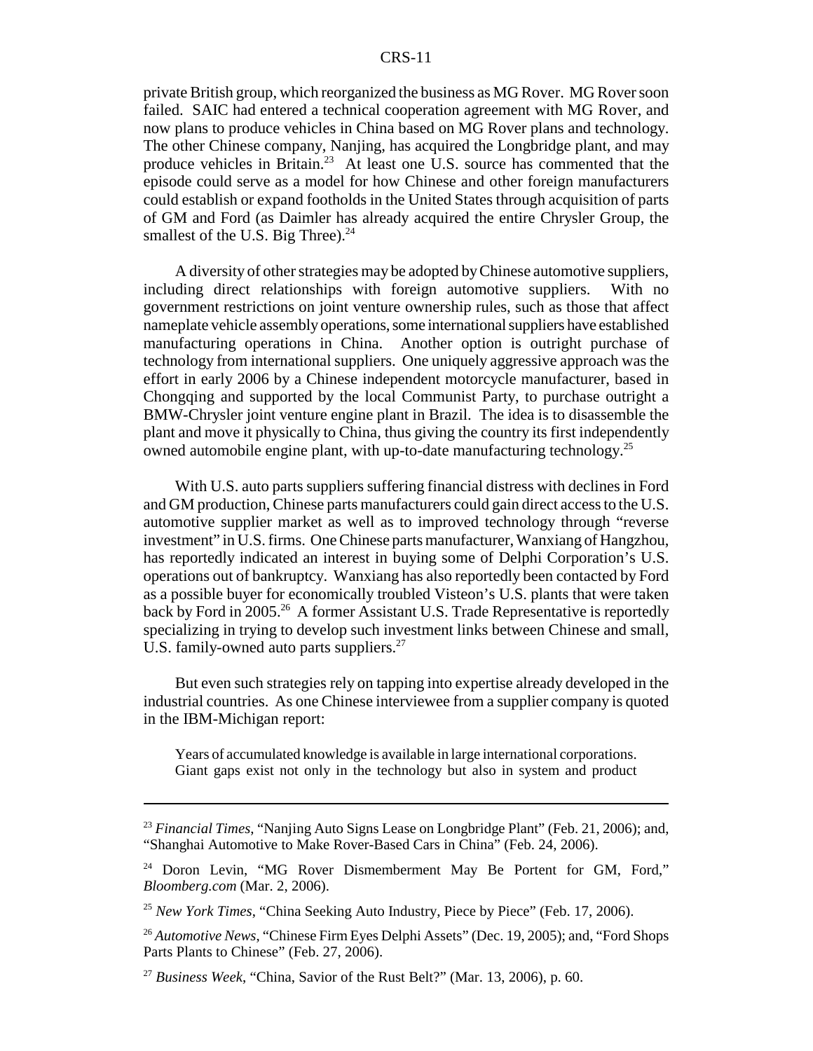private British group, which reorganized the business as MG Rover. MG Rover soon failed. SAIC had entered a technical cooperation agreement with MG Rover, and now plans to produce vehicles in China based on MG Rover plans and technology. The other Chinese company, Nanjing, has acquired the Longbridge plant, and may produce vehicles in Britain.[23] At least one U.S. source has commented that the episode could serve as a model for how Chinese and other foreign manufacturers could establish or expand footholds in the United States through acquisition of parts of GM and Ford (as Daimler has already acquired the entire Chrysler Group, the smallest of the U.S. Big Three).[24]

A diversity of other strategies may be adopted by Chinese automotive suppliers, including direct relationships with foreign automotive suppliers. With no government restrictions on joint venture ownership rules, such as those that affect nameplate vehicle assembly operations, some international suppliers have established manufacturing operations in China. Another option is outright purchase of technology from international suppliers. One uniquely aggressive approach was the effort in early 2006 by a Chinese independent motorcycle manufacturer, based in Chongqing and supported by the local Communist Party, to purchase outright a BMW-Chrysler joint venture engine plant in Brazil. The idea is to disassemble the plant and move it physically to China, thus giving the country its first independently owned automobile engine plant, with up-to-date manufacturing technology.[25]

With U.S. auto parts suppliers suffering financial distress with declines in Ford and GM production, Chinese parts manufacturers could gain direct access to the U.S. automotive supplier market as well as to improved technology through "reverse investment" in U.S. firms. One Chinese parts manufacturer, Wanxiang of Hangzhou, has reportedly indicated an interest in buying some of Delphi Corporation's U.S. operations out of bankruptcy. Wanxiang has also reportedly been contacted by Ford as a possible buyer for economically troubled Visteon's U.S. plants that were taken back by Ford in 2005.[26] A former Assistant U.S. Trade Representative is reportedly specializing in trying to develop such investment links between Chinese and small, U.S. family-owned auto parts suppliers.[27]

But even such strategies rely on tapping into expertise already developed in the industrial countries. As one Chinese interviewee from a supplier company is quoted in the IBM-Michigan report:

> Years of accumulated knowledge is available in large international corporations. Giant gaps exist not only in the technology but also in system and product

---

[23] *Financial Times*, "Nanjing Auto Signs Lease on Longbridge Plant" (Feb. 21, 2006); and, "Shanghai Automotive to Make Rover-Based Cars in China" (Feb. 24, 2006).

[24] Doron Levin, "MG Rover Dismemberment May Be Portent for GM, Ford," *Bloomberg.com* (Mar. 2, 2006).

[25] *New York Times*, "China Seeking Auto Industry, Piece by Piece" (Feb. 17, 2006).

[26] *Automotive News*, "Chinese Firm Eyes Delphi Assets" (Dec. 19, 2005); and, "Ford Shops Parts Plants to Chinese" (Feb. 27, 2006).

[27] *Business Week*, "China, Savior of the Rust Belt?" (Mar. 13, 2006), p. 60.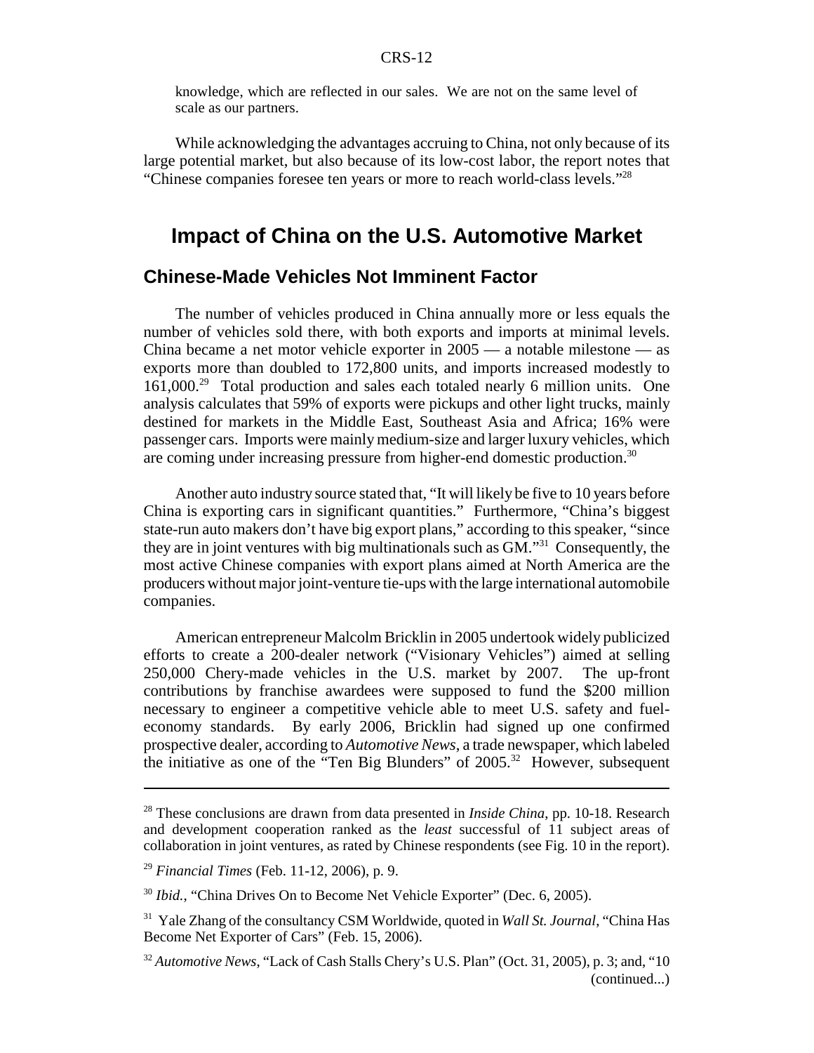knowledge, which are reflected in our sales. We are not on the same level of scale as our partners.

While acknowledging the advantages accruing to China, not only because of its large potential market, but also because of its low-cost labor, the report notes that "Chinese companies foresee ten years or more to reach world-class levels."[28]

## Impact of China on the U.S. Automotive Market

### Chinese-Made Vehicles Not Imminent Factor

The number of vehicles produced in China annually more or less equals the number of vehicles sold there, with both exports and imports at minimal levels. China became a net motor vehicle exporter in 2005 — a notable milestone — as exports more than doubled to 172,800 units, and imports increased modestly to 161,000.[29] Total production and sales each totaled nearly 6 million units. One analysis calculates that 59% of exports were pickups and other light trucks, mainly destined for markets in the Middle East, Southeast Asia and Africa; 16% were passenger cars. Imports were mainly medium-size and larger luxury vehicles, which are coming under increasing pressure from higher-end domestic production.[30]

Another auto industry source stated that, "It will likely be five to 10 years before China is exporting cars in significant quantities." Furthermore, "China's biggest state-run auto makers don't have big export plans," according to this speaker, "since they are in joint ventures with big multinationals such as GM."[31] Consequently, the most active Chinese companies with export plans aimed at North America are the producers without major joint-venture tie-ups with the large international automobile companies.

American entrepreneur Malcolm Bricklin in 2005 undertook widely publicized efforts to create a 200-dealer network ("Visionary Vehicles") aimed at selling 250,000 Chery-made vehicles in the U.S. market by 2007. The up-front contributions by franchise awardees were supposed to fund the $200 million necessary to engineer a competitive vehicle able to meet U.S. safety and fuel-economy standards. By early 2006, Bricklin had signed up one confirmed prospective dealer, according to *Automotive News*, a trade newspaper, which labeled the initiative as one of the "Ten Big Blunders" of 2005.[32] However, subsequent

---

[28] These conclusions are drawn from data presented in *Inside China*, pp. 10-18. Research and development cooperation ranked as the *least* successful of 11 subject areas of collaboration in joint ventures, as rated by Chinese respondents (see Fig. 10 in the report).

[29] *Financial Times* (Feb. 11-12, 2006), p. 9.

[30] *Ibid.*, "China Drives On to Become Net Vehicle Exporter" (Dec. 6, 2005).

[31] Yale Zhang of the consultancy CSM Worldwide, quoted in *Wall St. Journal*, "China Has Become Net Exporter of Cars" (Feb. 15, 2006).

[32] *Automotive News*, "Lack of Cash Stalls Chery's U.S. Plan" (Oct. 31, 2005), p. 3; and, "10 (continued...)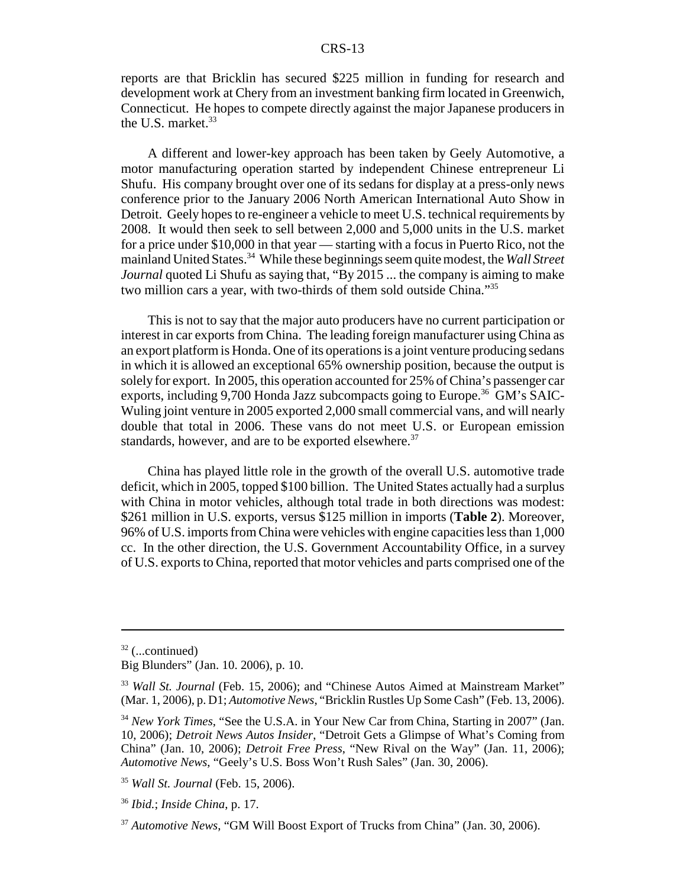reports are that Bricklin has secured $225 million in funding for research and development work at Chery from an investment banking firm located in Greenwich, Connecticut. He hopes to compete directly against the major Japanese producers in the U.S. market.[33]

A different and lower-key approach has been taken by Geely Automotive, a motor manufacturing operation started by independent Chinese entrepreneur Li Shufu. His company brought over one of its sedans for display at a press-only news conference prior to the January 2006 North American International Auto Show in Detroit. Geely hopes to re-engineer a vehicle to meet U.S. technical requirements by 2008. It would then seek to sell between 2,000 and 5,000 units in the U.S. market for a price under $10,000 in that year — starting with a focus in Puerto Rico, not the mainland United States.[34] While these beginnings seem quite modest, the *Wall Street Journal* quoted Li Shufu as saying that, "By 2015 ... the company is aiming to make two million cars a year, with two-thirds of them sold outside China."[35]

This is not to say that the major auto producers have no current participation or interest in car exports from China. The leading foreign manufacturer using China as an export platform is Honda. One of its operations is a joint venture producing sedans in which it is allowed an exceptional 65% ownership position, because the output is solely for export. In 2005, this operation accounted for 25% of China's passenger car exports, including 9,700 Honda Jazz subcompacts going to Europe.[36] GM's SAIC-Wuling joint venture in 2005 exported 2,000 small commercial vans, and will nearly double that total in 2006. These vans do not meet U.S. or European emission standards, however, and are to be exported elsewhere.[37]

China has played little role in the growth of the overall U.S. automotive trade deficit, which in 2005, topped $100 billion. The United States actually had a surplus with China in motor vehicles, although total trade in both directions was modest: $261 million in U.S. exports, versus $125 million in imports (**Table 2**). Moreover, 96% of U.S. imports from China were vehicles with engine capacities less than 1,000 cc. In the other direction, the U.S. Government Accountability Office, in a survey of U.S. exports to China, reported that motor vehicles and parts comprised one of the

---

[32] (...continued)
Big Blunders" (Jan. 10. 2006), p. 10.

[33] *Wall St. Journal* (Feb. 15, 2006); and "Chinese Autos Aimed at Mainstream Market" (Mar. 1, 2006), p. D1; *Automotive News*, "Bricklin Rustles Up Some Cash" (Feb. 13, 2006).

[34] *New York Times*, "See the U.S.A. in Your New Car from China, Starting in 2007" (Jan. 10, 2006); *Detroit News Autos Insider*, "Detroit Gets a Glimpse of What's Coming from China" (Jan. 10, 2006); *Detroit Free Press*, "New Rival on the Way" (Jan. 11, 2006); *Automotive News*, "Geely's U.S. Boss Won't Rush Sales" (Jan. 30, 2006).

[35] *Wall St. Journal* (Feb. 15, 2006).

[36] *Ibid.*; *Inside China*, p. 17.

[37] *Automotive News*, "GM Will Boost Export of Trucks from China" (Jan. 30, 2006).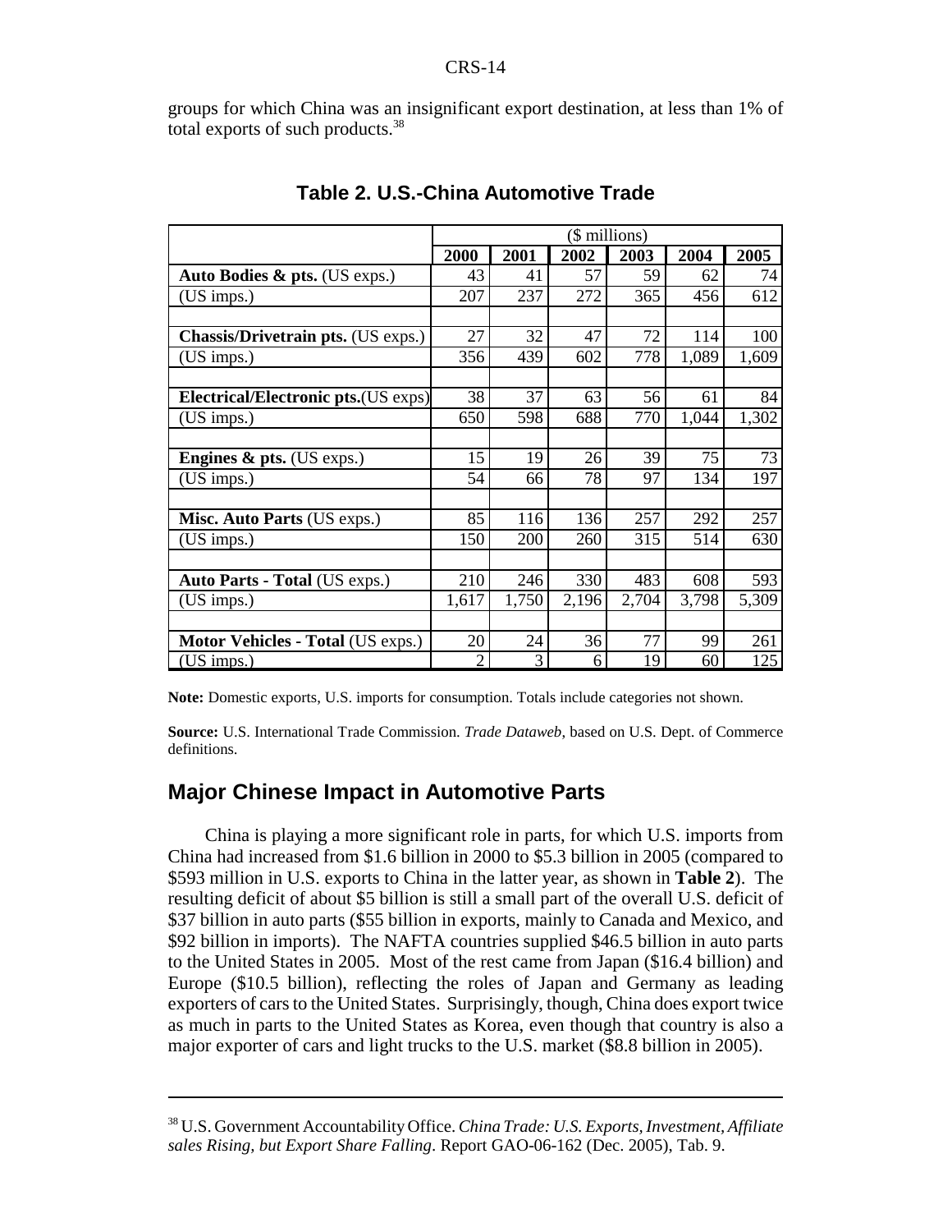groups for which China was an insignificant export destination, at less than 1% of total exports of such products.[38]

## Table 2. U.S.-China Automotive Trade

| | ($ millions) | | | | | |
|---|---|---|---|---|---|---|
| | **2000** | **2001** | **2002** | **2003** | **2004** | **2005** |
| **Auto Bodies & pts.** (US exps.) | 43 | 41 | 57 | 59 | 62 | 74 |
| (US imps.) | 207 | 237 | 272 | 365 | 456 | 612 |
| | | | | | | |
| **Chassis/Drivetrain pts.** (US exps.) | 27 | 32 | 47 | 72 | 114 | 100 |
| (US imps.) | 356 | 439 | 602 | 778 | 1,089 | 1,609 |
| | | | | | | |
| **Electrical/Electronic pts.**(US exps) | 38 | 37 | 63 | 56 | 61 | 84 |
| (US imps.) | 650 | 598 | 688 | 770 | 1,044 | 1,302 |
| | | | | | | |
| **Engines & pts.** (US exps.) | 15 | 19 | 26 | 39 | 75 | 73 |
| (US imps.) | 54 | 66 | 78 | 97 | 134 | 197 |
| | | | | | | |
| **Misc. Auto Parts** (US exps.) | 85 | 116 | 136 | 257 | 292 | 257 |
| (US imps.) | 150 | 200 | 260 | 315 | 514 | 630 |
| | | | | | | |
| **Auto Parts - Total** (US exps.) | 210 | 246 | 330 | 483 | 608 | 593 |
| (US imps.) | 1,617 | 1,750 | 2,196 | 2,704 | 3,798 | 5,309 |
| | | | | | | |
| **Motor Vehicles - Total** (US exps.) | 20 | 24 | 36 | 77 | 99 | 261 |
| (US imps.) | 2 | 3 | 6 | 19 | 60 | 125 |

**Note:** Domestic exports, U.S. imports for consumption. Totals include categories not shown.

**Source:** U.S. International Trade Commission. *Trade Dataweb*, based on U.S. Dept. of Commerce definitions.

## Major Chinese Impact in Automotive Parts

China is playing a more significant role in parts, for which U.S. imports from China had increased from $1.6 billion in 2000 to $5.3 billion in 2005 (compared to $593 million in U.S. exports to China in the latter year, as shown in **Table 2**). The resulting deficit of about $5 billion is still a small part of the overall U.S. deficit of $37 billion in auto parts ($55 billion in exports, mainly to Canada and Mexico, and $92 billion in imports). The NAFTA countries supplied $46.5 billion in auto parts to the United States in 2005. Most of the rest came from Japan ($16.4 billion) and Europe ($10.5 billion), reflecting the roles of Japan and Germany as leading exporters of cars to the United States. Surprisingly, though, China does export twice as much in parts to the United States as Korea, even though that country is also a major exporter of cars and light trucks to the U.S. market ($8.8 billion in 2005).

---

[38] U.S. Government Accountability Office. *China Trade: U.S. Exports, Investment, Affiliate sales Rising, but Export Share Falling*. Report GAO-06-162 (Dec. 2005), Tab. 9.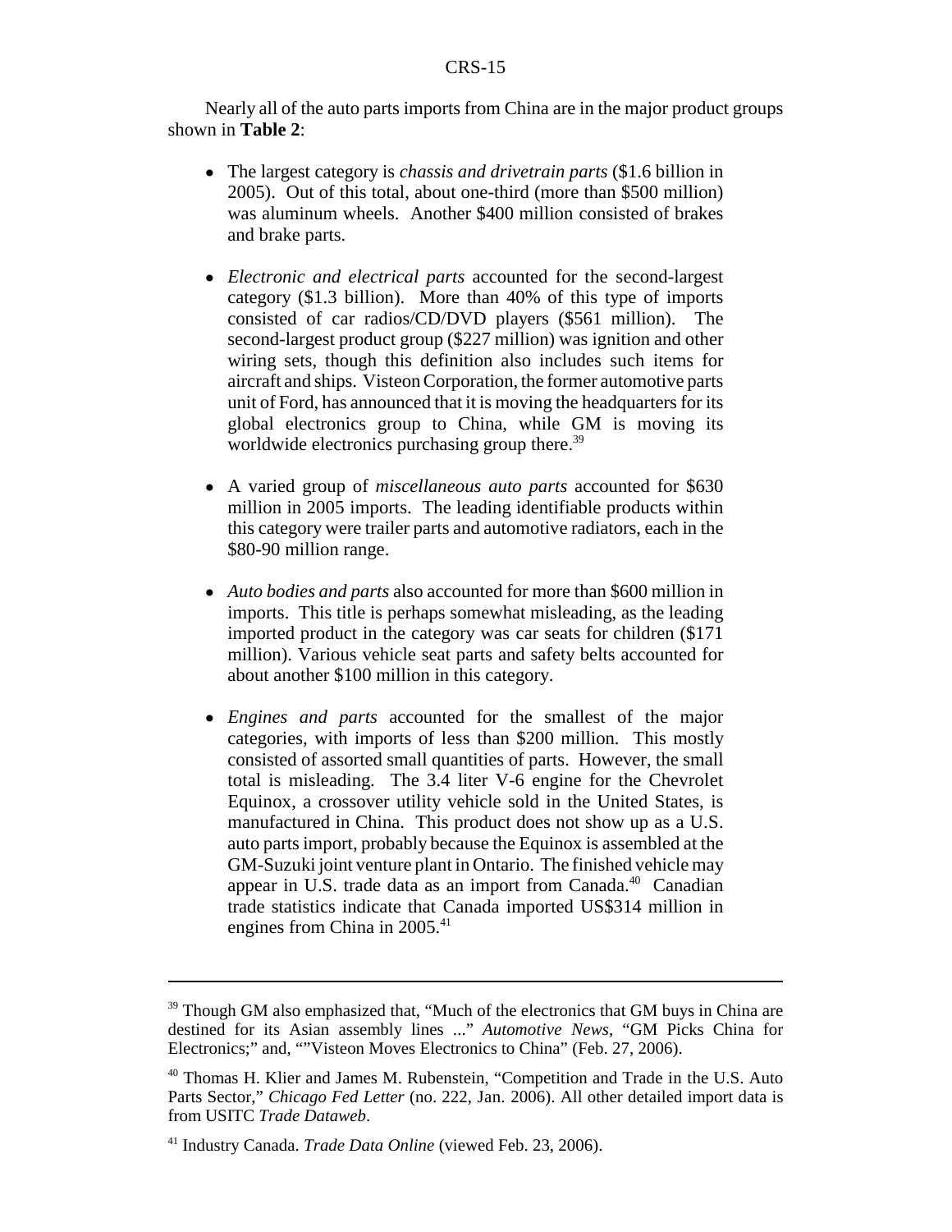Nearly all of the auto parts imports from China are in the major product groups shown in **Table 2**:

- The largest category is *chassis and drivetrain parts* ($1.6 billion in 2005). Out of this total, about one-third (more than $500 million) was aluminum wheels. Another $400 million consisted of brakes and brake parts.

- *Electronic and electrical parts* accounted for the second-largest category ($1.3 billion). More than 40% of this type of imports consisted of car radios/CD/DVD players ($561 million). The second-largest product group ($227 million) was ignition and other wiring sets, though this definition also includes such items for aircraft and ships. Visteon Corporation, the former automotive parts unit of Ford, has announced that it is moving the headquarters for its global electronics group to China, while GM is moving its worldwide electronics purchasing group there.[39]

- A varied group of *miscellaneous auto parts* accounted for $630 million in 2005 imports. The leading identifiable products within this category were trailer parts and automotive radiators, each in the $80-90 million range.

- *Auto bodies and parts* also accounted for more than $600 million in imports. This title is perhaps somewhat misleading, as the leading imported product in the category was car seats for children ($171 million). Various vehicle seat parts and safety belts accounted for about another $100 million in this category.

- *Engines and parts* accounted for the smallest of the major categories, with imports of less than $200 million. This mostly consisted of assorted small quantities of parts. However, the small total is misleading. The 3.4 liter V-6 engine for the Chevrolet Equinox, a crossover utility vehicle sold in the United States, is manufactured in China. This product does not show up as a U.S. auto parts import, probably because the Equinox is assembled at the GM-Suzuki joint venture plant in Ontario. The finished vehicle may appear in U.S. trade data as an import from Canada.[40] Canadian trade statistics indicate that Canada imported US$314 million in engines from China in 2005.[41]

---

[39] Though GM also emphasized that, "Much of the electronics that GM buys in China are destined for its Asian assembly lines ..." *Automotive News*, "GM Picks China for Electronics;" and, ""Visteon Moves Electronics to China" (Feb. 27, 2006).

[40] Thomas H. Klier and James M. Rubenstein, "Competition and Trade in the U.S. Auto Parts Sector," *Chicago Fed Letter* (no. 222, Jan. 2006). All other detailed import data is from USITC *Trade Dataweb*.

[41] Industry Canada. *Trade Data Online* (viewed Feb. 23, 2006).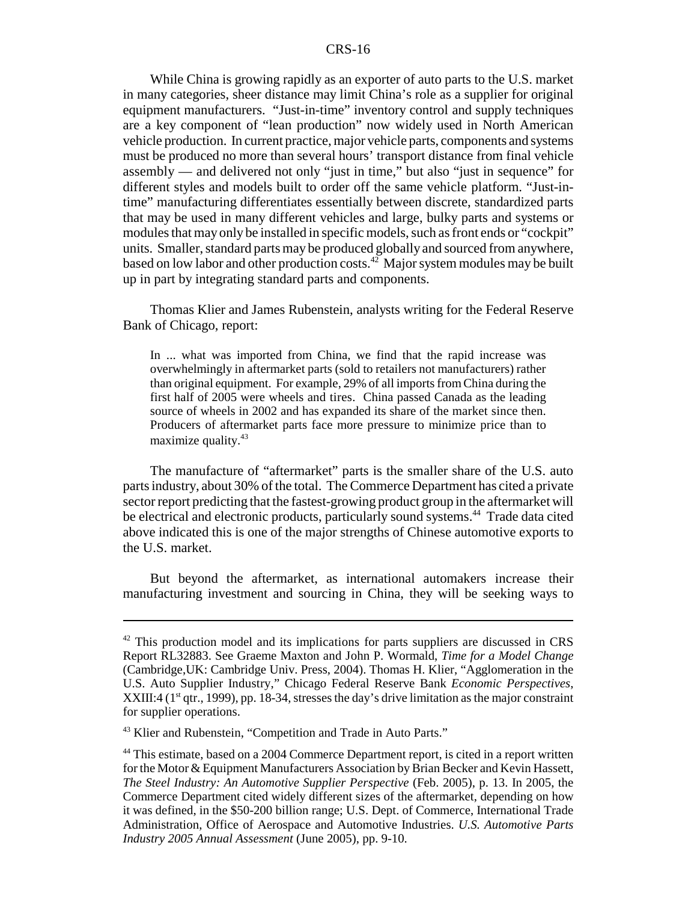While China is growing rapidly as an exporter of auto parts to the U.S. market in many categories, sheer distance may limit China's role as a supplier for original equipment manufacturers. "Just-in-time" inventory control and supply techniques are a key component of "lean production" now widely used in North American vehicle production. In current practice, major vehicle parts, components and systems must be produced no more than several hours' transport distance from final vehicle assembly — and delivered not only "just in time," but also "just in sequence" for different styles and models built to order off the same vehicle platform. "Just-in-time" manufacturing differentiates essentially between discrete, standardized parts that may be used in many different vehicles and large, bulky parts and systems or modules that may only be installed in specific models, such as front ends or "cockpit" units. Smaller, standard parts may be produced globally and sourced from anywhere, based on low labor and other production costs.[42] Major system modules may be built up in part by integrating standard parts and components.

Thomas Klier and James Rubenstein, analysts writing for the Federal Reserve Bank of Chicago, report:

> In ... what was imported from China, we find that the rapid increase was overwhelmingly in aftermarket parts (sold to retailers not manufacturers) rather than original equipment. For example, 29% of all imports from China during the first half of 2005 were wheels and tires. China passed Canada as the leading source of wheels in 2002 and has expanded its share of the market since then. Producers of aftermarket parts face more pressure to minimize price than to maximize quality.[43]

The manufacture of "aftermarket" parts is the smaller share of the U.S. auto parts industry, about 30% of the total. The Commerce Department has cited a private sector report predicting that the fastest-growing product group in the aftermarket will be electrical and electronic products, particularly sound systems.[44] Trade data cited above indicated this is one of the major strengths of Chinese automotive exports to the U.S. market.

But beyond the aftermarket, as international automakers increase their manufacturing investment and sourcing in China, they will be seeking ways to

---

[42] This production model and its implications for parts suppliers are discussed in CRS Report RL32883. See Graeme Maxton and John P. Wormald, *Time for a Model Change* (Cambridge,UK: Cambridge Univ. Press, 2004). Thomas H. Klier, "Agglomeration in the U.S. Auto Supplier Industry," Chicago Federal Reserve Bank *Economic Perspectives*, XXIII:4 (1st qtr., 1999), pp. 18-34, stresses the day's drive limitation as the major constraint for supplier operations.

[43] Klier and Rubenstein, "Competition and Trade in Auto Parts."

[44] This estimate, based on a 2004 Commerce Department report, is cited in a report written for the Motor & Equipment Manufacturers Association by Brian Becker and Kevin Hassett, *The Steel Industry: An Automotive Supplier Perspective* (Feb. 2005), p. 13. In 2005, the Commerce Department cited widely different sizes of the aftermarket, depending on how it was defined, in the \$50-200 billion range; U.S. Dept. of Commerce, International Trade Administration, Office of Aerospace and Automotive Industries. *U.S. Automotive Parts Industry 2005 Annual Assessment* (June 2005), pp. 9-10.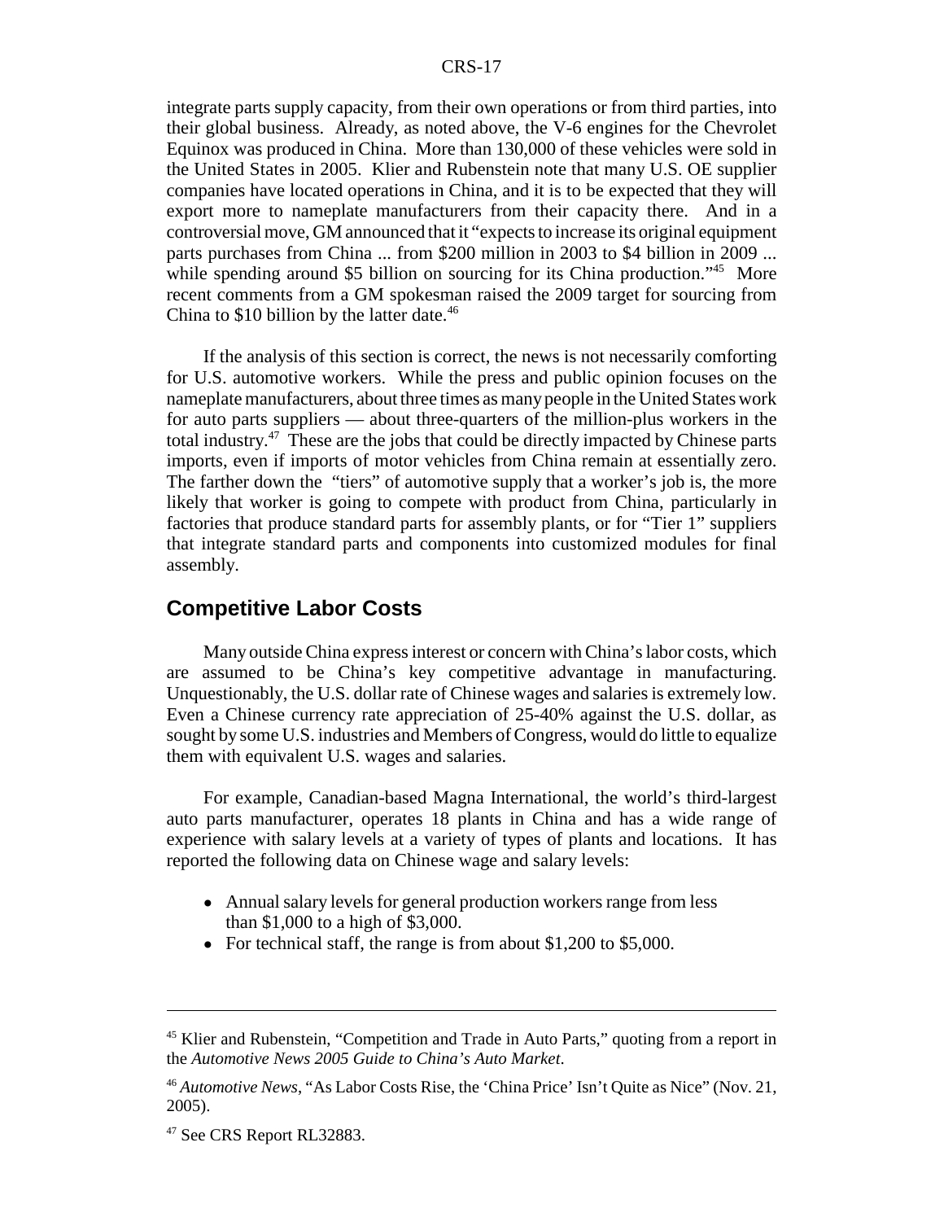integrate parts supply capacity, from their own operations or from third parties, into their global business. Already, as noted above, the V-6 engines for the Chevrolet Equinox was produced in China. More than 130,000 of these vehicles were sold in the United States in 2005. Klier and Rubenstein note that many U.S. OE supplier companies have located operations in China, and it is to be expected that they will export more to nameplate manufacturers from their capacity there. And in a controversial move, GM announced that it "expects to increase its original equipment parts purchases from China ... from $200 million in 2003 to $4 billion in 2009 ... while spending around $5 billion on sourcing for its China production."[45] More recent comments from a GM spokesman raised the 2009 target for sourcing from China to $10 billion by the latter date.[46]

If the analysis of this section is correct, the news is not necessarily comforting for U.S. automotive workers. While the press and public opinion focuses on the nameplate manufacturers, about three times as many people in the United States work for auto parts suppliers — about three-quarters of the million-plus workers in the total industry.[47] These are the jobs that could be directly impacted by Chinese parts imports, even if imports of motor vehicles from China remain at essentially zero. The farther down the "tiers" of automotive supply that a worker's job is, the more likely that worker is going to compete with product from China, particularly in factories that produce standard parts for assembly plants, or for "Tier 1" suppliers that integrate standard parts and components into customized modules for final assembly.

## Competitive Labor Costs

Many outside China express interest or concern with China's labor costs, which are assumed to be China's key competitive advantage in manufacturing. Unquestionably, the U.S. dollar rate of Chinese wages and salaries is extremely low. Even a Chinese currency rate appreciation of 25-40% against the U.S. dollar, as sought by some U.S. industries and Members of Congress, would do little to equalize them with equivalent U.S. wages and salaries.

For example, Canadian-based Magna International, the world's third-largest auto parts manufacturer, operates 18 plants in China and has a wide range of experience with salary levels at a variety of types of plants and locations. It has reported the following data on Chinese wage and salary levels:

- Annual salary levels for general production workers range from less than $1,000 to a high of $3,000.
- For technical staff, the range is from about $1,200 to $5,000.

---

[45] Klier and Rubenstein, "Competition and Trade in Auto Parts," quoting from a report in the *Automotive News 2005 Guide to China's Auto Market*.

[46] *Automotive News*, "As Labor Costs Rise, the 'China Price' Isn't Quite as Nice" (Nov. 21, 2005).

[47] See CRS Report RL32883.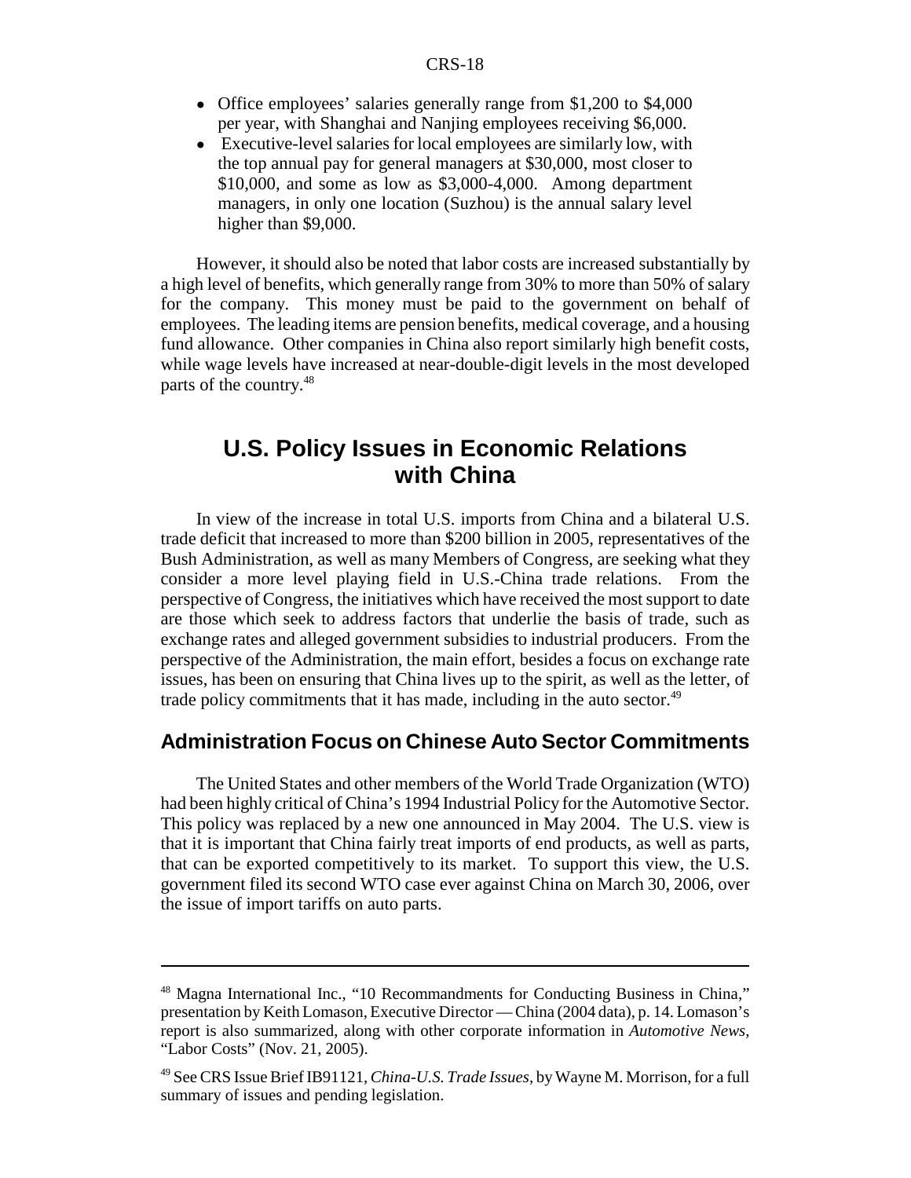- Office employees' salaries generally range from $1,200 to $4,000 per year, with Shanghai and Nanjing employees receiving $6,000.
- Executive-level salaries for local employees are similarly low, with the top annual pay for general managers at $30,000, most closer to $10,000, and some as low as $3,000-4,000. Among department managers, in only one location (Suzhou) is the annual salary level higher than $9,000.

However, it should also be noted that labor costs are increased substantially by a high level of benefits, which generally range from 30% to more than 50% of salary for the company. This money must be paid to the government on behalf of employees. The leading items are pension benefits, medical coverage, and a housing fund allowance. Other companies in China also report similarly high benefit costs, while wage levels have increased at near-double-digit levels in the most developed parts of the country.[48]

# U.S. Policy Issues in Economic Relations with China

In view of the increase in total U.S. imports from China and a bilateral U.S. trade deficit that increased to more than $200 billion in 2005, representatives of the Bush Administration, as well as many Members of Congress, are seeking what they consider a more level playing field in U.S.-China trade relations. From the perspective of Congress, the initiatives which have received the most support to date are those which seek to address factors that underlie the basis of trade, such as exchange rates and alleged government subsidies to industrial producers. From the perspective of the Administration, the main effort, besides a focus on exchange rate issues, has been on ensuring that China lives up to the spirit, as well as the letter, of trade policy commitments that it has made, including in the auto sector.[49]

## Administration Focus on Chinese Auto Sector Commitments

The United States and other members of the World Trade Organization (WTO) had been highly critical of China's 1994 Industrial Policy for the Automotive Sector. This policy was replaced by a new one announced in May 2004. The U.S. view is that it is important that China fairly treat imports of end products, as well as parts, that can be exported competitively to its market. To support this view, the U.S. government filed its second WTO case ever against China on March 30, 2006, over the issue of import tariffs on auto parts.

---

[48] Magna International Inc., "10 Recommandments for Conducting Business in China," presentation by Keith Lomason, Executive Director — China (2004 data), p. 14. Lomason's report is also summarized, along with other corporate information in *Automotive News*, "Labor Costs" (Nov. 21, 2005).

[49] See CRS Issue Brief IB91121, *China-U.S. Trade Issues*, by Wayne M. Morrison, for a full summary of issues and pending legislation.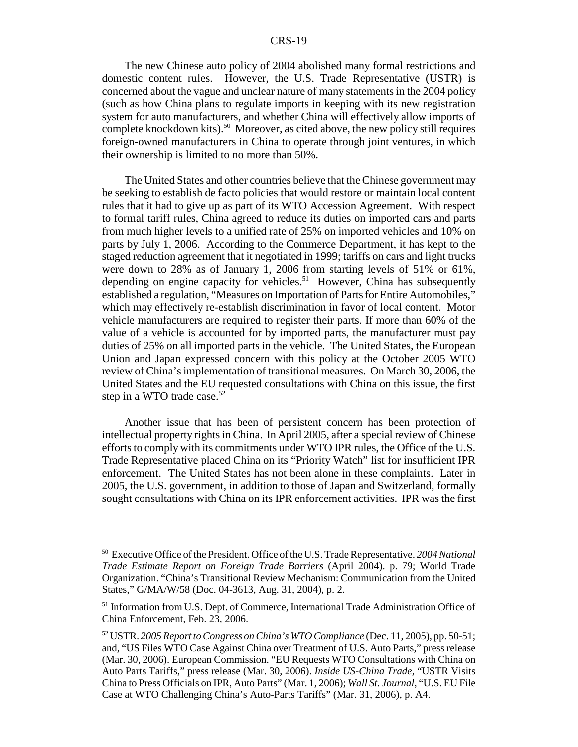The new Chinese auto policy of 2004 abolished many formal restrictions and domestic content rules. However, the U.S. Trade Representative (USTR) is concerned about the vague and unclear nature of many statements in the 2004 policy (such as how China plans to regulate imports in keeping with its new registration system for auto manufacturers, and whether China will effectively allow imports of complete knockdown kits).[50] Moreover, as cited above, the new policy still requires foreign-owned manufacturers in China to operate through joint ventures, in which their ownership is limited to no more than 50%.

The United States and other countries believe that the Chinese government may be seeking to establish de facto policies that would restore or maintain local content rules that it had to give up as part of its WTO Accession Agreement. With respect to formal tariff rules, China agreed to reduce its duties on imported cars and parts from much higher levels to a unified rate of 25% on imported vehicles and 10% on parts by July 1, 2006. According to the Commerce Department, it has kept to the staged reduction agreement that it negotiated in 1999; tariffs on cars and light trucks were down to 28% as of January 1, 2006 from starting levels of 51% or 61%, depending on engine capacity for vehicles.[51] However, China has subsequently established a regulation, "Measures on Importation of Parts for Entire Automobiles," which may effectively re-establish discrimination in favor of local content. Motor vehicle manufacturers are required to register their parts. If more than 60% of the value of a vehicle is accounted for by imported parts, the manufacturer must pay duties of 25% on all imported parts in the vehicle. The United States, the European Union and Japan expressed concern with this policy at the October 2005 WTO review of China's implementation of transitional measures. On March 30, 2006, the United States and the EU requested consultations with China on this issue, the first step in a WTO trade case.[52]

Another issue that has been of persistent concern has been protection of intellectual property rights in China. In April 2005, after a special review of Chinese efforts to comply with its commitments under WTO IPR rules, the Office of the U.S. Trade Representative placed China on its "Priority Watch" list for insufficient IPR enforcement. The United States has not been alone in these complaints. Later in 2005, the U.S. government, in addition to those of Japan and Switzerland, formally sought consultations with China on its IPR enforcement activities. IPR was the first

---

[50] Executive Office of the President. Office of the U.S. Trade Representative. *2004 National Trade Estimate Report on Foreign Trade Barriers* (April 2004). p. 79; World Trade Organization. "China's Transitional Review Mechanism: Communication from the United States," G/MA/W/58 (Doc. 04-3613, Aug. 31, 2004), p. 2.

[51] Information from U.S. Dept. of Commerce, International Trade Administration Office of China Enforcement, Feb. 23, 2006.

[52] USTR. *2005 Report to Congress on China's WTO Compliance* (Dec. 11, 2005), pp. 50-51; and, "US Files WTO Case Against China over Treatment of U.S. Auto Parts," press release (Mar. 30, 2006). European Commission. "EU Requests WTO Consultations with China on Auto Parts Tariffs," press release (Mar. 30, 2006). *Inside US-China Trade*, "USTR Visits China to Press Officials on IPR, Auto Parts" (Mar. 1, 2006); *Wall St. Journal*, "U.S. EU File Case at WTO Challenging China's Auto-Parts Tariffs" (Mar. 31, 2006), p. A4.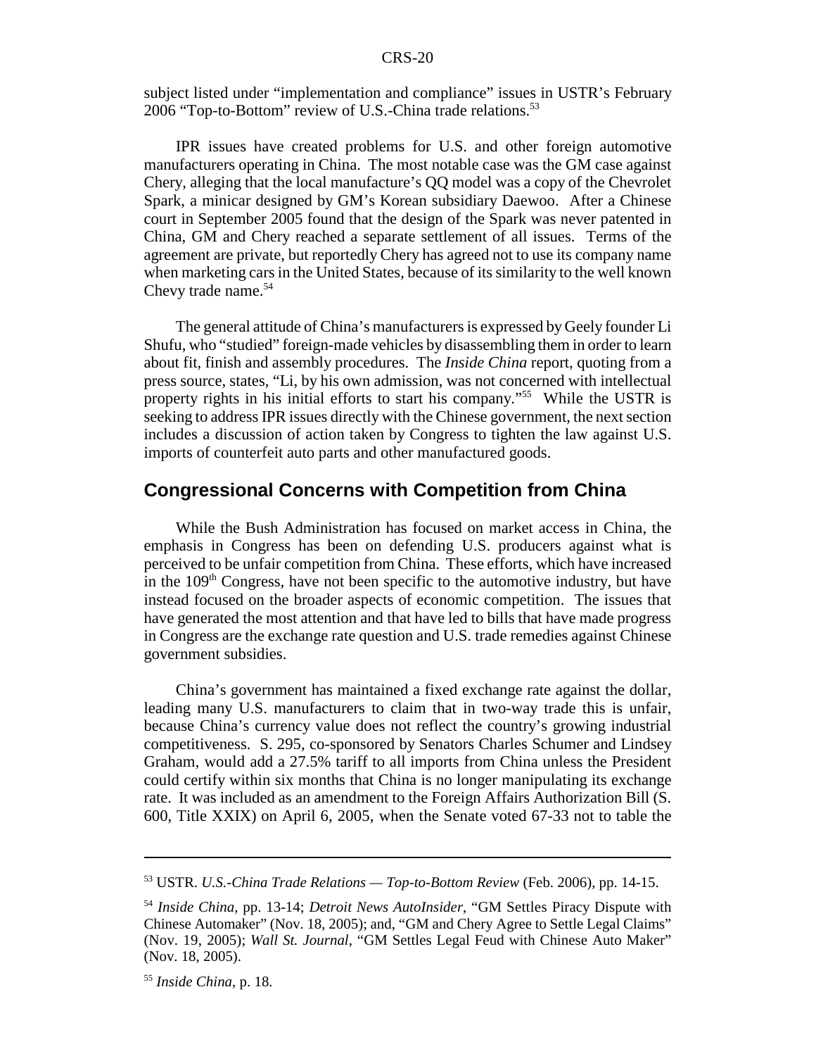subject listed under "implementation and compliance" issues in USTR's February 2006 "Top-to-Bottom" review of U.S.-China trade relations.[53]

IPR issues have created problems for U.S. and other foreign automotive manufacturers operating in China. The most notable case was the GM case against Chery, alleging that the local manufacture's QQ model was a copy of the Chevrolet Spark, a minicar designed by GM's Korean subsidiary Daewoo. After a Chinese court in September 2005 found that the design of the Spark was never patented in China, GM and Chery reached a separate settlement of all issues. Terms of the agreement are private, but reportedly Chery has agreed not to use its company name when marketing cars in the United States, because of its similarity to the well known Chevy trade name.[54]

The general attitude of China's manufacturers is expressed by Geely founder Li Shufu, who "studied" foreign-made vehicles by disassembling them in order to learn about fit, finish and assembly procedures. The *Inside China* report, quoting from a press source, states, "Li, by his own admission, was not concerned with intellectual property rights in his initial efforts to start his company."[55] While the USTR is seeking to address IPR issues directly with the Chinese government, the next section includes a discussion of action taken by Congress to tighten the law against U.S. imports of counterfeit auto parts and other manufactured goods.

## Congressional Concerns with Competition from China

While the Bush Administration has focused on market access in China, the emphasis in Congress has been on defending U.S. producers against what is perceived to be unfair competition from China. These efforts, which have increased in the 109th Congress, have not been specific to the automotive industry, but have instead focused on the broader aspects of economic competition. The issues that have generated the most attention and that have led to bills that have made progress in Congress are the exchange rate question and U.S. trade remedies against Chinese government subsidies.

China's government has maintained a fixed exchange rate against the dollar, leading many U.S. manufacturers to claim that in two-way trade this is unfair, because China's currency value does not reflect the country's growing industrial competitiveness. S. 295, co-sponsored by Senators Charles Schumer and Lindsey Graham, would add a 27.5% tariff to all imports from China unless the President could certify within six months that China is no longer manipulating its exchange rate. It was included as an amendment to the Foreign Affairs Authorization Bill (S. 600, Title XXIX) on April 6, 2005, when the Senate voted 67-33 not to table the

---

[53] USTR. *U.S.-China Trade Relations — Top-to-Bottom Review* (Feb. 2006), pp. 14-15.

[54] *Inside China*, pp. 13-14; *Detroit News AutoInsider*, "GM Settles Piracy Dispute with Chinese Automaker" (Nov. 18, 2005); and, "GM and Chery Agree to Settle Legal Claims" (Nov. 19, 2005); *Wall St. Journal*, "GM Settles Legal Feud with Chinese Auto Maker" (Nov. 18, 2005).

[55] *Inside China*, p. 18.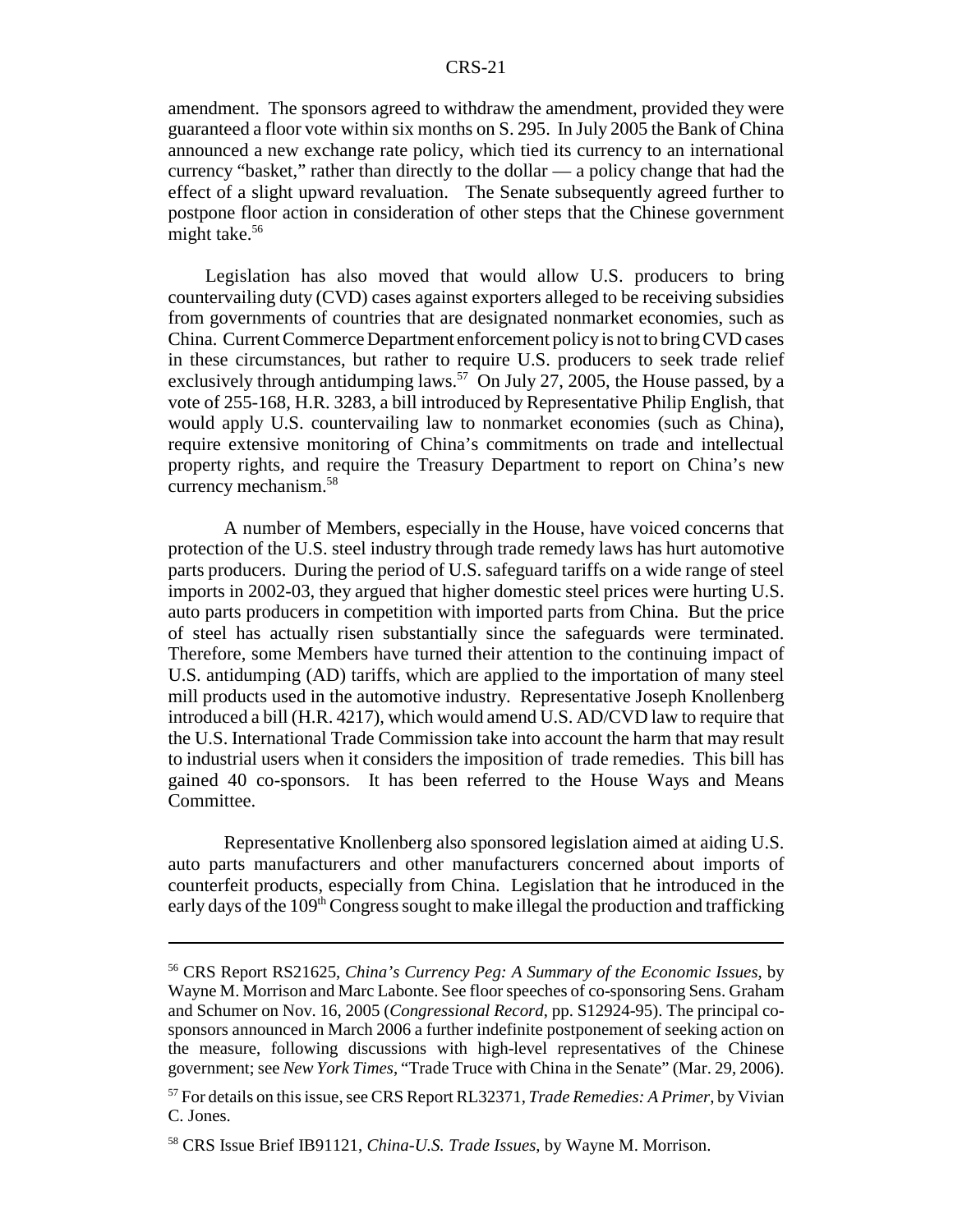amendment. The sponsors agreed to withdraw the amendment, provided they were guaranteed a floor vote within six months on S. 295. In July 2005 the Bank of China announced a new exchange rate policy, which tied its currency to an international currency "basket," rather than directly to the dollar — a policy change that had the effect of a slight upward revaluation. The Senate subsequently agreed further to postpone floor action in consideration of other steps that the Chinese government might take.[56]

Legislation has also moved that would allow U.S. producers to bring countervailing duty (CVD) cases against exporters alleged to be receiving subsidies from governments of countries that are designated nonmarket economies, such as China. Current Commerce Department enforcement policy is not to bring CVD cases in these circumstances, but rather to require U.S. producers to seek trade relief exclusively through antidumping laws.[57] On July 27, 2005, the House passed, by a vote of 255-168, H.R. 3283, a bill introduced by Representative Philip English, that would apply U.S. countervailing law to nonmarket economies (such as China), require extensive monitoring of China's commitments on trade and intellectual property rights, and require the Treasury Department to report on China's new currency mechanism.[58]

A number of Members, especially in the House, have voiced concerns that protection of the U.S. steel industry through trade remedy laws has hurt automotive parts producers. During the period of U.S. safeguard tariffs on a wide range of steel imports in 2002-03, they argued that higher domestic steel prices were hurting U.S. auto parts producers in competition with imported parts from China. But the price of steel has actually risen substantially since the safeguards were terminated. Therefore, some Members have turned their attention to the continuing impact of U.S. antidumping (AD) tariffs, which are applied to the importation of many steel mill products used in the automotive industry. Representative Joseph Knollenberg introduced a bill (H.R. 4217), which would amend U.S. AD/CVD law to require that the U.S. International Trade Commission take into account the harm that may result to industrial users when it considers the imposition of trade remedies. This bill has gained 40 co-sponsors. It has been referred to the House Ways and Means Committee.

Representative Knollenberg also sponsored legislation aimed at aiding U.S. auto parts manufacturers and other manufacturers concerned about imports of counterfeit products, especially from China. Legislation that he introduced in the early days of the 109th Congress sought to make illegal the production and trafficking

---

[56] CRS Report RS21625, *China's Currency Peg: A Summary of the Economic Issues*, by Wayne M. Morrison and Marc Labonte. See floor speeches of co-sponsoring Sens. Graham and Schumer on Nov. 16, 2005 (*Congressional Record*, pp. S12924-95). The principal co-sponsors announced in March 2006 a further indefinite postponement of seeking action on the measure, following discussions with high-level representatives of the Chinese government; see *New York Times*, "Trade Truce with China in the Senate" (Mar. 29, 2006).

[57] For details on this issue, see CRS Report RL32371, *Trade Remedies: A Primer*, by Vivian C. Jones.

[58] CRS Issue Brief IB91121, *China-U.S. Trade Issues*, by Wayne M. Morrison.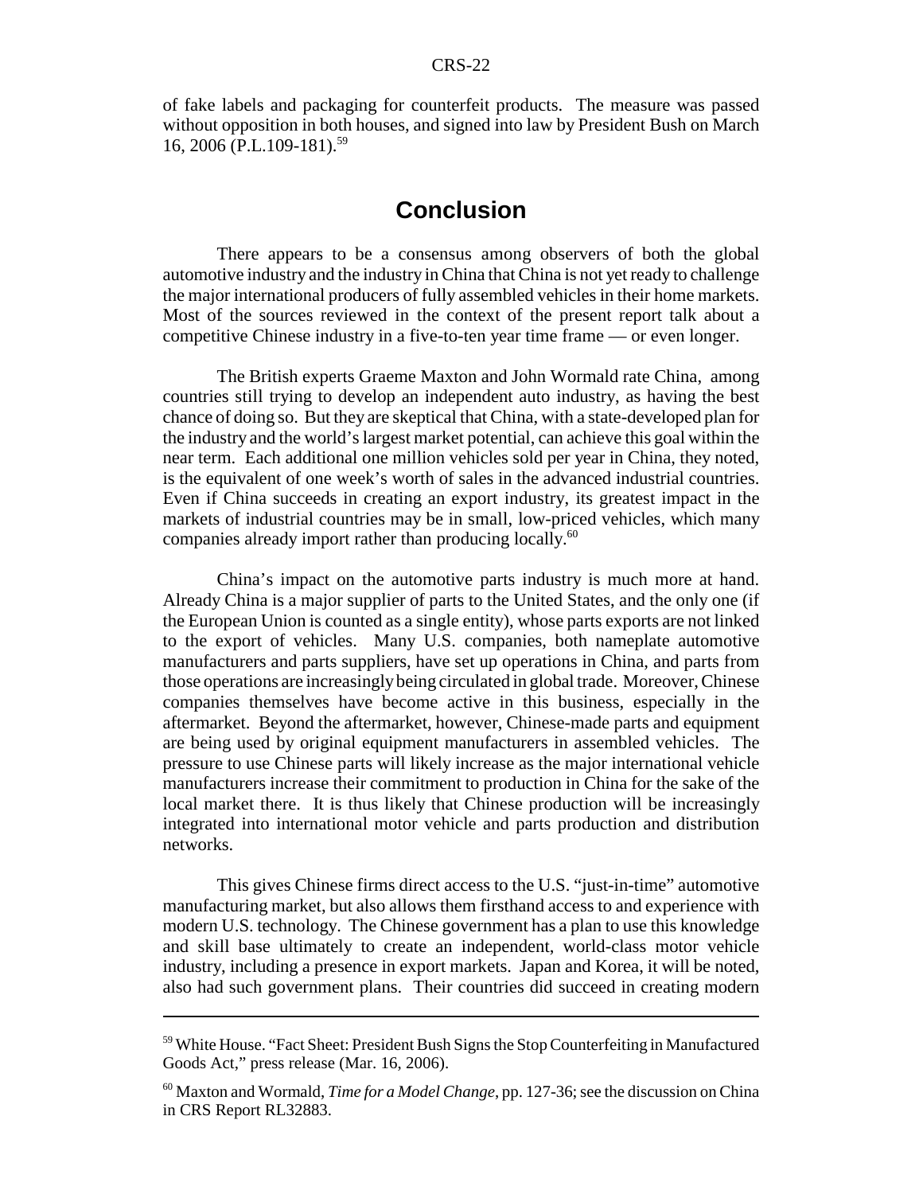of fake labels and packaging for counterfeit products. The measure was passed without opposition in both houses, and signed into law by President Bush on March 16, 2006 (P.L.109-181).[59]

## Conclusion

There appears to be a consensus among observers of both the global automotive industry and the industry in China that China is not yet ready to challenge the major international producers of fully assembled vehicles in their home markets. Most of the sources reviewed in the context of the present report talk about a competitive Chinese industry in a five-to-ten year time frame — or even longer.

The British experts Graeme Maxton and John Wormald rate China, among countries still trying to develop an independent auto industry, as having the best chance of doing so. But they are skeptical that China, with a state-developed plan for the industry and the world's largest market potential, can achieve this goal within the near term. Each additional one million vehicles sold per year in China, they noted, is the equivalent of one week's worth of sales in the advanced industrial countries. Even if China succeeds in creating an export industry, its greatest impact in the markets of industrial countries may be in small, low-priced vehicles, which many companies already import rather than producing locally.[60]

China's impact on the automotive parts industry is much more at hand. Already China is a major supplier of parts to the United States, and the only one (if the European Union is counted as a single entity), whose parts exports are not linked to the export of vehicles. Many U.S. companies, both nameplate automotive manufacturers and parts suppliers, have set up operations in China, and parts from those operations are increasingly being circulated in global trade. Moreover, Chinese companies themselves have become active in this business, especially in the aftermarket. Beyond the aftermarket, however, Chinese-made parts and equipment are being used by original equipment manufacturers in assembled vehicles. The pressure to use Chinese parts will likely increase as the major international vehicle manufacturers increase their commitment to production in China for the sake of the local market there. It is thus likely that Chinese production will be increasingly integrated into international motor vehicle and parts production and distribution networks.

This gives Chinese firms direct access to the U.S. "just-in-time" automotive manufacturing market, but also allows them firsthand access to and experience with modern U.S. technology. The Chinese government has a plan to use this knowledge and skill base ultimately to create an independent, world-class motor vehicle industry, including a presence in export markets. Japan and Korea, it will be noted, also had such government plans. Their countries did succeed in creating modern

---

[59] White House. "Fact Sheet: President Bush Signs the Stop Counterfeiting in Manufactured Goods Act," press release (Mar. 16, 2006).

[60] Maxton and Wormald, *Time for a Model Change*, pp. 127-36; see the discussion on China in CRS Report RL32883.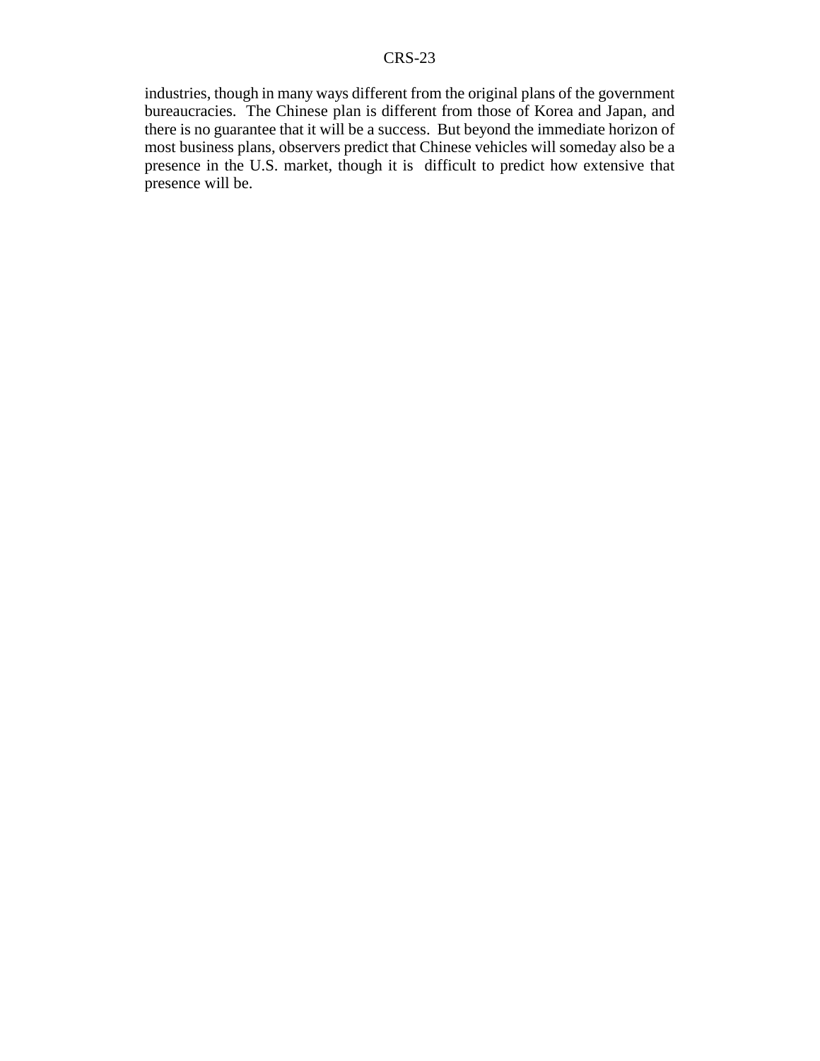industries, though in many ways different from the original plans of the government bureaucracies. The Chinese plan is different from those of Korea and Japan, and there is no guarantee that it will be a success. But beyond the immediate horizon of most business plans, observers predict that Chinese vehicles will someday also be a presence in the U.S. market, though it is difficult to predict how extensive that presence will be.